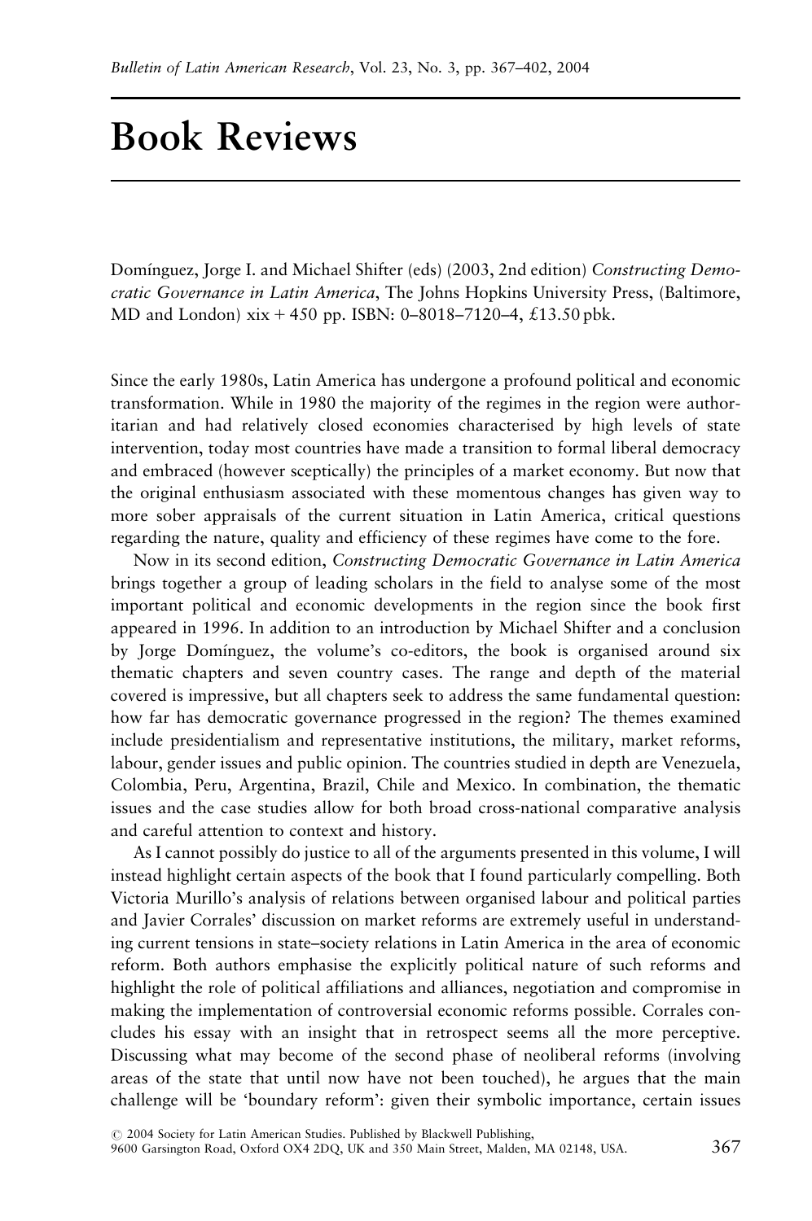# Book Reviews

Domínguez, Jorge I. and Michael Shifter (eds) (2003, 2nd edition) *Constructing Democratic Governance in Latin America*, The Johns Hopkins University Press, (Baltimore, MD and London) xix + 450 pp. ISBN: 0–8018–7120–4, £13.50 pbk.

Since the early 1980s, Latin America has undergone a profound political and economic transformation. While in 1980 the majority of the regimes in the region were authoritarian and had relatively closed economies characterised by high levels of state intervention, today most countries have made a transition to formal liberal democracy and embraced (however sceptically) the principles of a market economy. But now that the original enthusiasm associated with these momentous changes has given way to more sober appraisals of the current situation in Latin America, critical questions regarding the nature, quality and efficiency of these regimes have come to the fore.

Now in its second edition, *Constructing Democratic Governance in Latin America* brings together a group of leading scholars in the field to analyse some of the most important political and economic developments in the region since the book first appeared in 1996. In addition to an introduction by Michael Shifter and a conclusion by Jorge Domínguez, the volume's co-editors, the book is organised around six thematic chapters and seven country cases. The range and depth of the material covered is impressive, but all chapters seek to address the same fundamental question: how far has democratic governance progressed in the region? The themes examined include presidentialism and representative institutions, the military, market reforms, labour, gender issues and public opinion. The countries studied in depth are Venezuela, Colombia, Peru, Argentina, Brazil, Chile and Mexico. In combination, the thematic issues and the case studies allow for both broad cross-national comparative analysis and careful attention to context and history.

As I cannot possibly do justice to all of the arguments presented in this volume, I will instead highlight certain aspects of the book that I found particularly compelling. Both Victoria Murillo's analysis of relations between organised labour and political parties and Javier Corrales' discussion on market reforms are extremely useful in understanding current tensions in state–society relations in Latin America in the area of economic reform. Both authors emphasise the explicitly political nature of such reforms and highlight the role of political affiliations and alliances, negotiation and compromise in making the implementation of controversial economic reforms possible. Corrales concludes his essay with an insight that in retrospect seems all the more perceptive. Discussing what may become of the second phase of neoliberal reforms (involving areas of the state that until now have not been touched), he argues that the main challenge will be 'boundary reform': given their symbolic importance, certain issues

© 2004 Society for Latin American Studies. Published by Blackwell Publishing, 9600 Garsington Road, Oxford OX4 2DQ, UK and 350 Main Street, Malden, MA 02148, USA.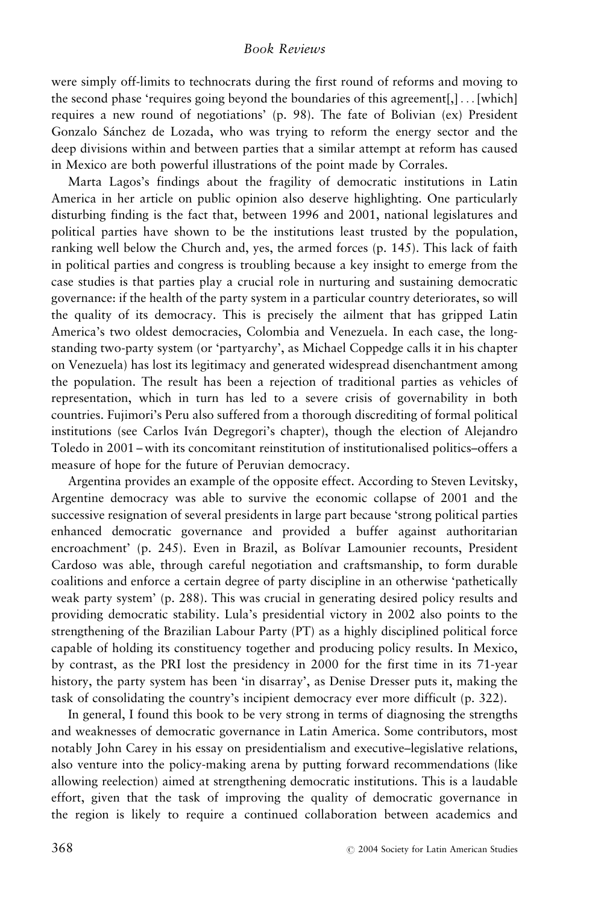were simply off-limits to technocrats during the first round of reforms and moving to the second phase 'requires going beyond the boundaries of this agreement[,] . . . [which] requires a new round of negotiations' (p. 98). The fate of Bolivian (ex) President Gonzalo Sánchez de Lozada, who was trying to reform the energy sector and the deep divisions within and between parties that a similar attempt at reform has caused in Mexico are both powerful illustrations of the point made by Corrales.

Marta Lagos's findings about the fragility of democratic institutions in Latin America in her article on public opinion also deserve highlighting. One particularly disturbing finding is the fact that, between 1996 and 2001, national legislatures and political parties have shown to be the institutions least trusted by the population, ranking well below the Church and, yes, the armed forces (p. 145). This lack of faith in political parties and congress is troubling because a key insight to emerge from the case studies is that parties play a crucial role in nurturing and sustaining democratic governance: if the health of the party system in a particular country deteriorates, so will the quality of its democracy. This is precisely the ailment that has gripped Latin America's two oldest democracies, Colombia and Venezuela. In each case, the long-standing two-party system (or 'partyarchy', as Michael Coppedge calls it in his chapter on Venezuela) has lost its legitimacy and generated widespread disenchantment among the population. The result has been a rejection of traditional parties as vehicles of representation, which in turn has led to a severe crisis of governability in both countries. Fujimori's Peru also suffered from a thorough discrediting of formal political institutions (see Carlos Iván Degregori's chapter), though the election of Alejandro Toledo in 2001 – with its concomitant reinstitution of institutionalised politics– offers a measure of hope for the future of Peruvian democracy.

Argentina provides an example of the opposite effect. According to Steven Levitsky, Argentine democracy was able to survive the economic collapse of 2001 and the successive resignation of several presidents in large part because 'strong political parties enhanced democratic governance and provided a buffer against authoritarian encroachment' (p. 245). Even in Brazil, as Bolívar Lamounier recounts, President Cardoso was able, through careful negotiation and craftsmanship, to form durable coalitions and enforce a certain degree of party discipline in an otherwise 'pathetically weak party system' (p. 288). This was crucial in generating desired policy results and providing democratic stability. Lula's presidential victory in 2002 also points to the strengthening of the Brazilian Labour Party (PT) as a highly disciplined political force capable of holding its constituency together and producing policy results. In Mexico, by contrast, as the PRI lost the presidency in 2000 for the first time in its 71-year history, the party system has been 'in disarray', as Denise Dresser puts it, making the task of consolidating the country's incipient democracy ever more difficult (p. 322).

In general, I found this book to be very strong in terms of diagnosing the strengths and weaknesses of democratic governance in Latin America. Some contributors, most notably John Carey in his essay on presidentialism and executive–legislative relations, also venture into the policy-making arena by putting forward recommendations (like allowing reelection) aimed at strengthening democratic institutions. This is a laudable effort, given that the task of improving the quality of democratic governance in the region is likely to require a continued collaboration between academics and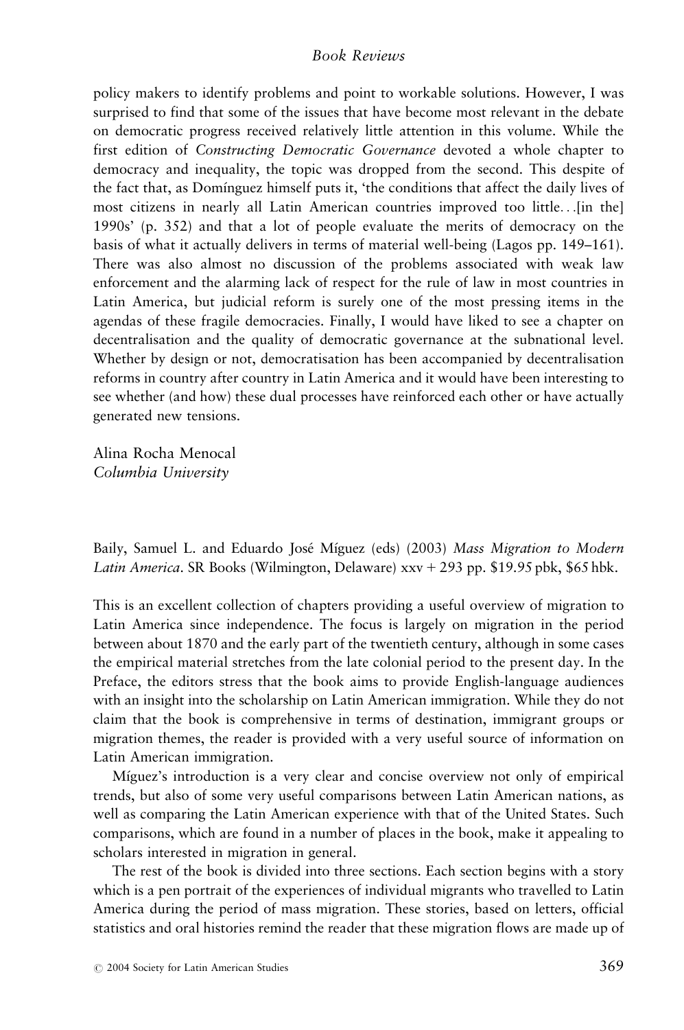policy makers to identify problems and point to workable solutions. However, I was surprised to find that some of the issues that have become most relevant in the debate on democratic progress received relatively little attention in this volume. While the first edition of *Constructing Democratic Governance* devoted a whole chapter to democracy and inequality, the topic was dropped from the second. This despite of the fact that, as Domínguez himself puts it, 'the conditions that affect the daily lives of most citizens in nearly all Latin American countries improved too little…[in the] 1990s' (p. 352) and that a lot of people evaluate the merits of democracy on the basis of what it actually delivers in terms of material well-being (Lagos pp. 149–161). There was also almost no discussion of the problems associated with weak law enforcement and the alarming lack of respect for the rule of law in most countries in Latin America, but judicial reform is surely one of the most pressing items in the agendas of these fragile democracies. Finally, I would have liked to see a chapter on decentralisation and the quality of democratic governance at the subnational level. Whether by design or not, democratisation has been accompanied by decentralisation reforms in country after country in Latin America and it would have been interesting to see whether (and how) these dual processes have reinforced each other or have actually generated new tensions.

Alina Rocha Menocal
*Columbia University*

Baily, Samuel L. and Eduardo José Míguez (eds) (2003) *Mass Migration to Modern Latin America*. SR Books (Wilmington, Delaware) xxv + 293 pp. $19.95 pbk, $65 hbk.

This is an excellent collection of chapters providing a useful overview of migration to Latin America since independence. The focus is largely on migration in the period between about 1870 and the early part of the twentieth century, although in some cases the empirical material stretches from the late colonial period to the present day. In the Preface, the editors stress that the book aims to provide English-language audiences with an insight into the scholarship on Latin American immigration. While they do not claim that the book is comprehensive in terms of destination, immigrant groups or migration themes, the reader is provided with a very useful source of information on Latin American immigration.

Míguez's introduction is a very clear and concise overview not only of empirical trends, but also of some very useful comparisons between Latin American nations, as well as comparing the Latin American experience with that of the United States. Such comparisons, which are found in a number of places in the book, make it appealing to scholars interested in migration in general.

The rest of the book is divided into three sections. Each section begins with a story which is a pen portrait of the experiences of individual migrants who travelled to Latin America during the period of mass migration. These stories, based on letters, official statistics and oral histories remind the reader that these migration flows are made up of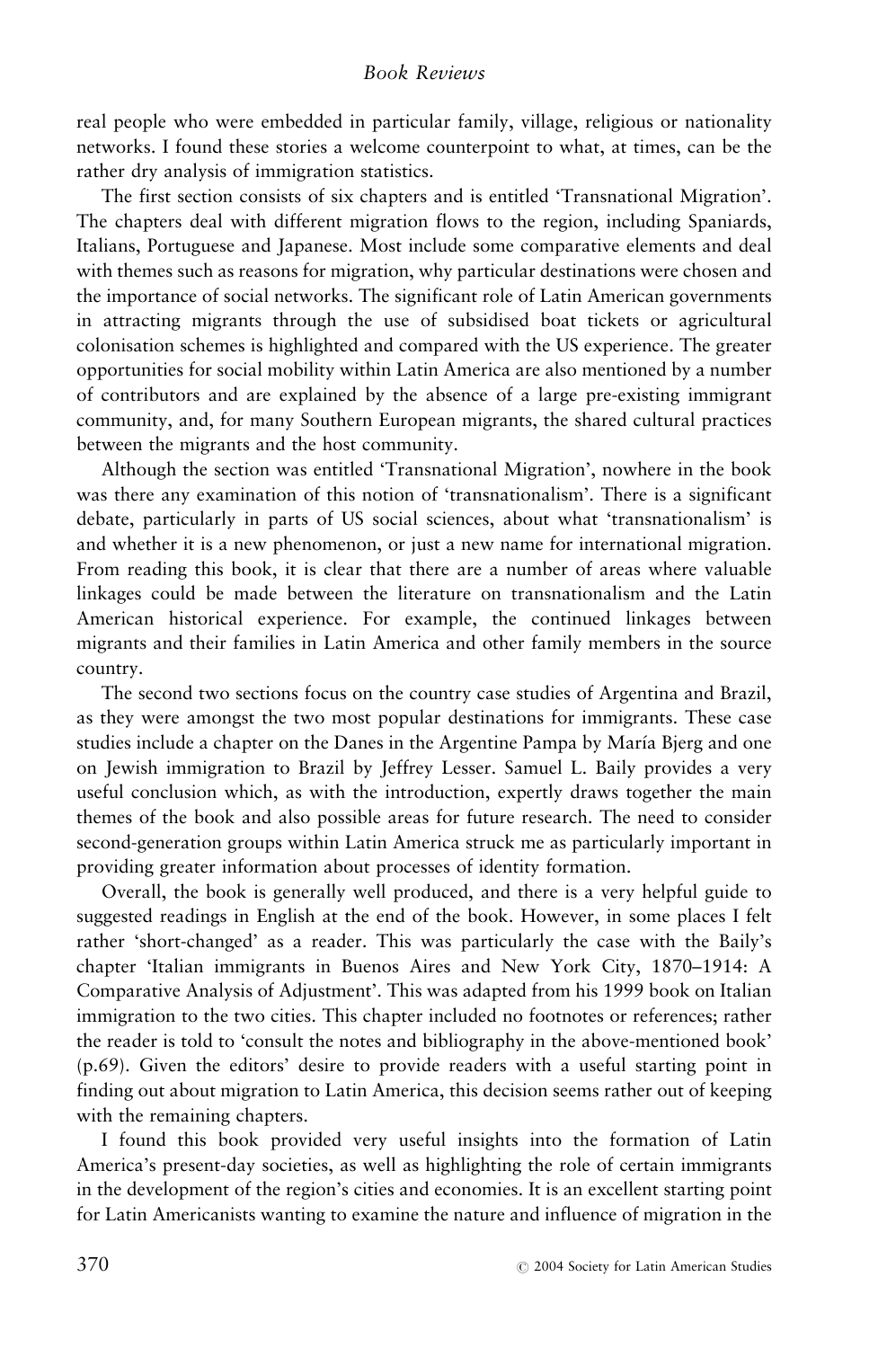real people who were embedded in particular family, village, religious or nationality networks. I found these stories a welcome counterpoint to what, at times, can be the rather dry analysis of immigration statistics.

The first section consists of six chapters and is entitled 'Transnational Migration'. The chapters deal with different migration flows to the region, including Spaniards, Italians, Portuguese and Japanese. Most include some comparative elements and deal with themes such as reasons for migration, why particular destinations were chosen and the importance of social networks. The significant role of Latin American governments in attracting migrants through the use of subsidised boat tickets or agricultural colonisation schemes is highlighted and compared with the US experience. The greater opportunities for social mobility within Latin America are also mentioned by a number of contributors and are explained by the absence of a large pre-existing immigrant community, and, for many Southern European migrants, the shared cultural practices between the migrants and the host community.

Although the section was entitled 'Transnational Migration', nowhere in the book was there any examination of this notion of 'transnationalism'. There is a significant debate, particularly in parts of US social sciences, about what 'transnationalism' is and whether it is a new phenomenon, or just a new name for international migration. From reading this book, it is clear that there are a number of areas where valuable linkages could be made between the literature on transnationalism and the Latin American historical experience. For example, the continued linkages between migrants and their families in Latin America and other family members in the source country.

The second two sections focus on the country case studies of Argentina and Brazil, as they were amongst the two most popular destinations for immigrants. These case studies include a chapter on the Danes in the Argentine Pampa by María Bjerg and one on Jewish immigration to Brazil by Jeffrey Lesser. Samuel L. Baily provides a very useful conclusion which, as with the introduction, expertly draws together the main themes of the book and also possible areas for future research. The need to consider second-generation groups within Latin America struck me as particularly important in providing greater information about processes of identity formation.

Overall, the book is generally well produced, and there is a very helpful guide to suggested readings in English at the end of the book. However, in some places I felt rather 'short-changed' as a reader. This was particularly the case with the Baily's chapter 'Italian immigrants in Buenos Aires and New York City, 1870–1914: A Comparative Analysis of Adjustment'. This was adapted from his 1999 book on Italian immigration to the two cities. This chapter included no footnotes or references; rather the reader is told to 'consult the notes and bibliography in the above-mentioned book' (p.69). Given the editors' desire to provide readers with a useful starting point in finding out about migration to Latin America, this decision seems rather out of keeping with the remaining chapters.

I found this book provided very useful insights into the formation of Latin America's present-day societies, as well as highlighting the role of certain immigrants in the development of the region's cities and economies. It is an excellent starting point for Latin Americanists wanting to examine the nature and influence of migration in the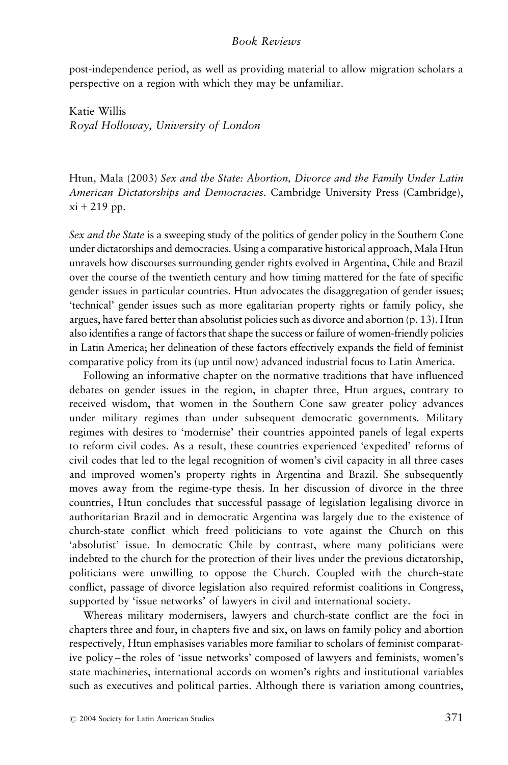post-independence period, as well as providing material to allow migration scholars a perspective on a region with which they may be unfamiliar.

Katie Willis
*Royal Holloway, University of London*

Htun, Mala (2003) *Sex and the State: Abortion, Divorce and the Family Under Latin American Dictatorships and Democracies*. Cambridge University Press (Cambridge), xi + 219 pp.

*Sex and the State* is a sweeping study of the politics of gender policy in the Southern Cone under dictatorships and democracies. Using a comparative historical approach, Mala Htun unravels how discourses surrounding gender rights evolved in Argentina, Chile and Brazil over the course of the twentieth century and how timing mattered for the fate of specific gender issues in particular countries. Htun advocates the disaggregation of gender issues; 'technical' gender issues such as more egalitarian property rights or family policy, she argues, have fared better than absolutist policies such as divorce and abortion (p. 13). Htun also identifies a range of factors that shape the success or failure of women-friendly policies in Latin America; her delineation of these factors effectively expands the field of feminist comparative policy from its (up until now) advanced industrial focus to Latin America.

Following an informative chapter on the normative traditions that have influenced debates on gender issues in the region, in chapter three, Htun argues, contrary to received wisdom, that women in the Southern Cone saw greater policy advances under military regimes than under subsequent democratic governments. Military regimes with desires to 'modernise' their countries appointed panels of legal experts to reform civil codes. As a result, these countries experienced 'expedited' reforms of civil codes that led to the legal recognition of women's civil capacity in all three cases and improved women's property rights in Argentina and Brazil. She subsequently moves away from the regime-type thesis. In her discussion of divorce in the three countries, Htun concludes that successful passage of legislation legalising divorce in authoritarian Brazil and in democratic Argentina was largely due to the existence of church-state conflict which freed politicians to vote against the Church on this 'absolutist' issue. In democratic Chile by contrast, where many politicians were indebted to the church for the protection of their lives under the previous dictatorship, politicians were unwilling to oppose the Church. Coupled with the church-state conflict, passage of divorce legislation also required reformist coalitions in Congress, supported by 'issue networks' of lawyers in civil and international society.

Whereas military modernisers, lawyers and church-state conflict are the foci in chapters three and four, in chapters five and six, on laws on family policy and abortion respectively, Htun emphasises variables more familiar to scholars of feminist comparative policy – the roles of 'issue networks' composed of lawyers and feminists, women's state machineries, international accords on women's rights and institutional variables such as executives and political parties. Although there is variation among countries,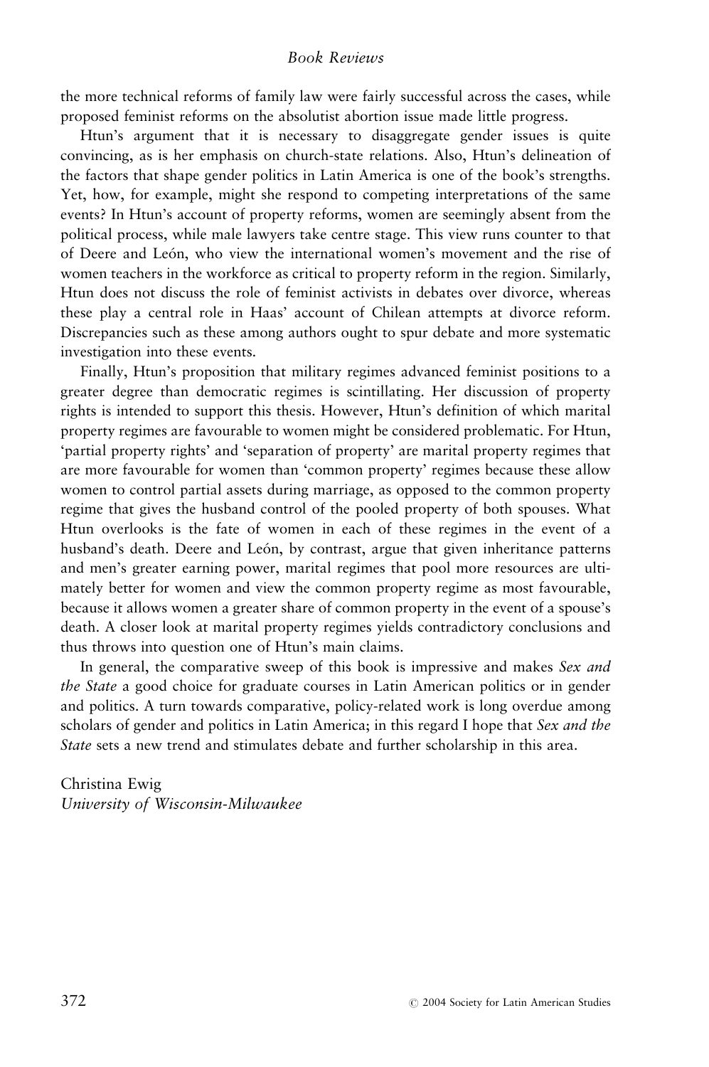the more technical reforms of family law were fairly successful across the cases, while proposed feminist reforms on the absolutist abortion issue made little progress.

Htun's argument that it is necessary to disaggregate gender issues is quite convincing, as is her emphasis on church-state relations. Also, Htun's delineation of the factors that shape gender politics in Latin America is one of the book's strengths. Yet, how, for example, might she respond to competing interpretations of the same events? In Htun's account of property reforms, women are seemingly absent from the political process, while male lawyers take centre stage. This view runs counter to that of Deere and León, who view the international women's movement and the rise of women teachers in the workforce as critical to property reform in the region. Similarly, Htun does not discuss the role of feminist activists in debates over divorce, whereas these play a central role in Haas' account of Chilean attempts at divorce reform. Discrepancies such as these among authors ought to spur debate and more systematic investigation into these events.

Finally, Htun's proposition that military regimes advanced feminist positions to a greater degree than democratic regimes is scintillating. Her discussion of property rights is intended to support this thesis. However, Htun's definition of which marital property regimes are favourable to women might be considered problematic. For Htun, 'partial property rights' and 'separation of property' are marital property regimes that are more favourable for women than 'common property' regimes because these allow women to control partial assets during marriage, as opposed to the common property regime that gives the husband control of the pooled property of both spouses. What Htun overlooks is the fate of women in each of these regimes in the event of a husband's death. Deere and León, by contrast, argue that given inheritance patterns and men's greater earning power, marital regimes that pool more resources are ultimately better for women and view the common property regime as most favourable, because it allows women a greater share of common property in the event of a spouse's death. A closer look at marital property regimes yields contradictory conclusions and thus throws into question one of Htun's main claims.

In general, the comparative sweep of this book is impressive and makes *Sex and the State* a good choice for graduate courses in Latin American politics or in gender and politics. A turn towards comparative, policy-related work is long overdue among scholars of gender and politics in Latin America; in this regard I hope that *Sex and the State* sets a new trend and stimulates debate and further scholarship in this area.

Christina Ewig
*University of Wisconsin-Milwaukee*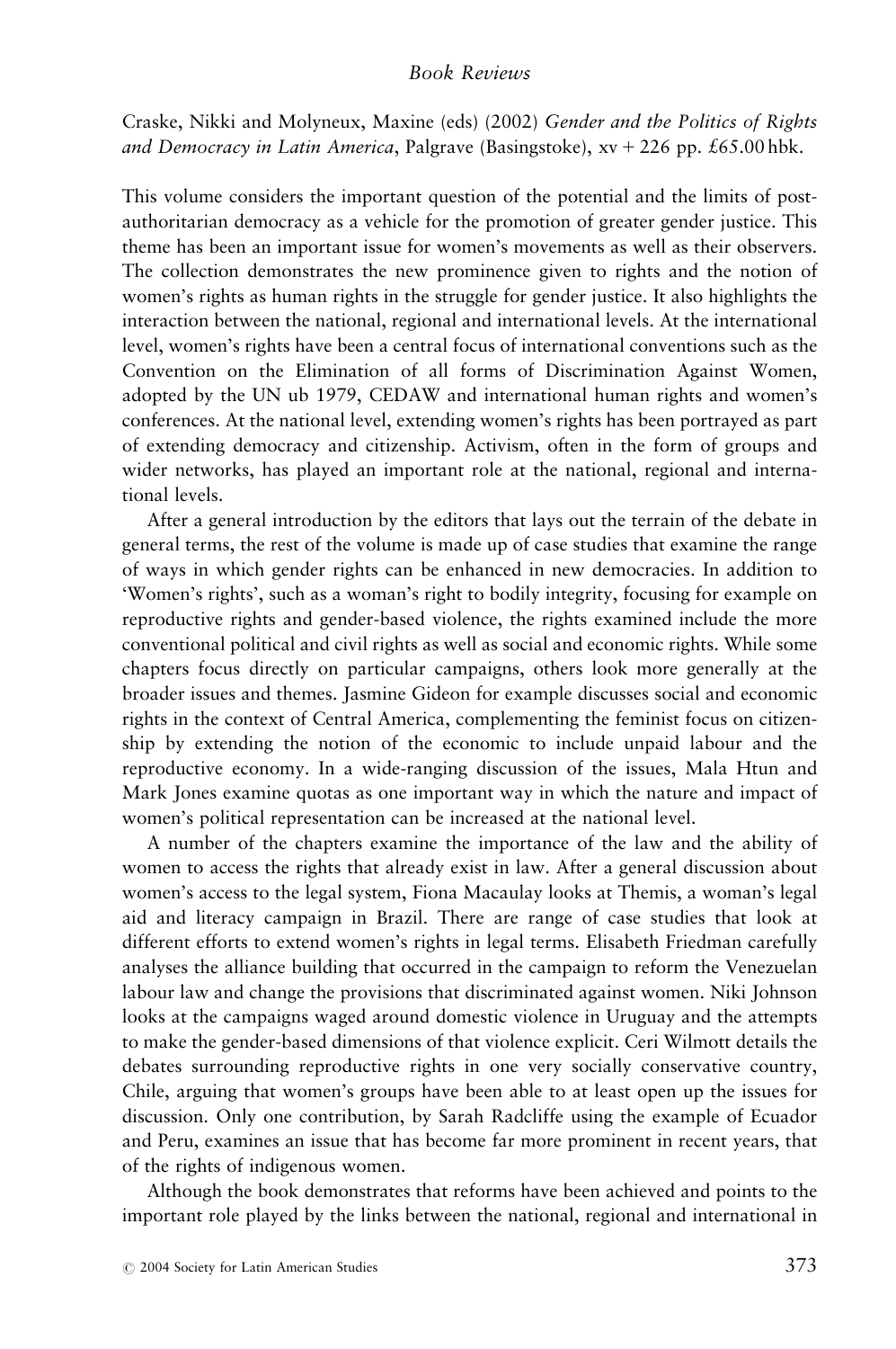Craske, Nikki and Molyneux, Maxine (eds) (2002) *Gender and the Politics of Rights and Democracy in Latin America*, Palgrave (Basingstoke), xv + 226 pp. £65.00 hbk.

This volume considers the important question of the potential and the limits of post-authoritarian democracy as a vehicle for the promotion of greater gender justice. This theme has been an important issue for women's movements as well as their observers. The collection demonstrates the new prominence given to rights and the notion of women's rights as human rights in the struggle for gender justice. It also highlights the interaction between the national, regional and international levels. At the international level, women's rights have been a central focus of international conventions such as the Convention on the Elimination of all forms of Discrimination Against Women, adopted by the UN ub 1979, CEDAW and international human rights and women's conferences. At the national level, extending women's rights has been portrayed as part of extending democracy and citizenship. Activism, often in the form of groups and wider networks, has played an important role at the national, regional and international levels.

After a general introduction by the editors that lays out the terrain of the debate in general terms, the rest of the volume is made up of case studies that examine the range of ways in which gender rights can be enhanced in new democracies. In addition to 'Women's rights', such as a woman's right to bodily integrity, focusing for example on reproductive rights and gender-based violence, the rights examined include the more conventional political and civil rights as well as social and economic rights. While some chapters focus directly on particular campaigns, others look more generally at the broader issues and themes. Jasmine Gideon for example discusses social and economic rights in the context of Central America, complementing the feminist focus on citizenship by extending the notion of the economic to include unpaid labour and the reproductive economy. In a wide-ranging discussion of the issues, Mala Htun and Mark Jones examine quotas as one important way in which the nature and impact of women's political representation can be increased at the national level.

A number of the chapters examine the importance of the law and the ability of women to access the rights that already exist in law. After a general discussion about women's access to the legal system, Fiona Macaulay looks at Themis, a woman's legal aid and literacy campaign in Brazil. There are range of case studies that look at different efforts to extend women's rights in legal terms. Elisabeth Friedman carefully analyses the alliance building that occurred in the campaign to reform the Venezuelan labour law and change the provisions that discriminated against women. Niki Johnson looks at the campaigns waged around domestic violence in Uruguay and the attempts to make the gender-based dimensions of that violence explicit. Ceri Wilmott details the debates surrounding reproductive rights in one very socially conservative country, Chile, arguing that women's groups have been able to at least open up the issues for discussion. Only one contribution, by Sarah Radcliffe using the example of Ecuador and Peru, examines an issue that has become far more prominent in recent years, that of the rights of indigenous women.

Although the book demonstrates that reforms have been achieved and points to the important role played by the links between the national, regional and international in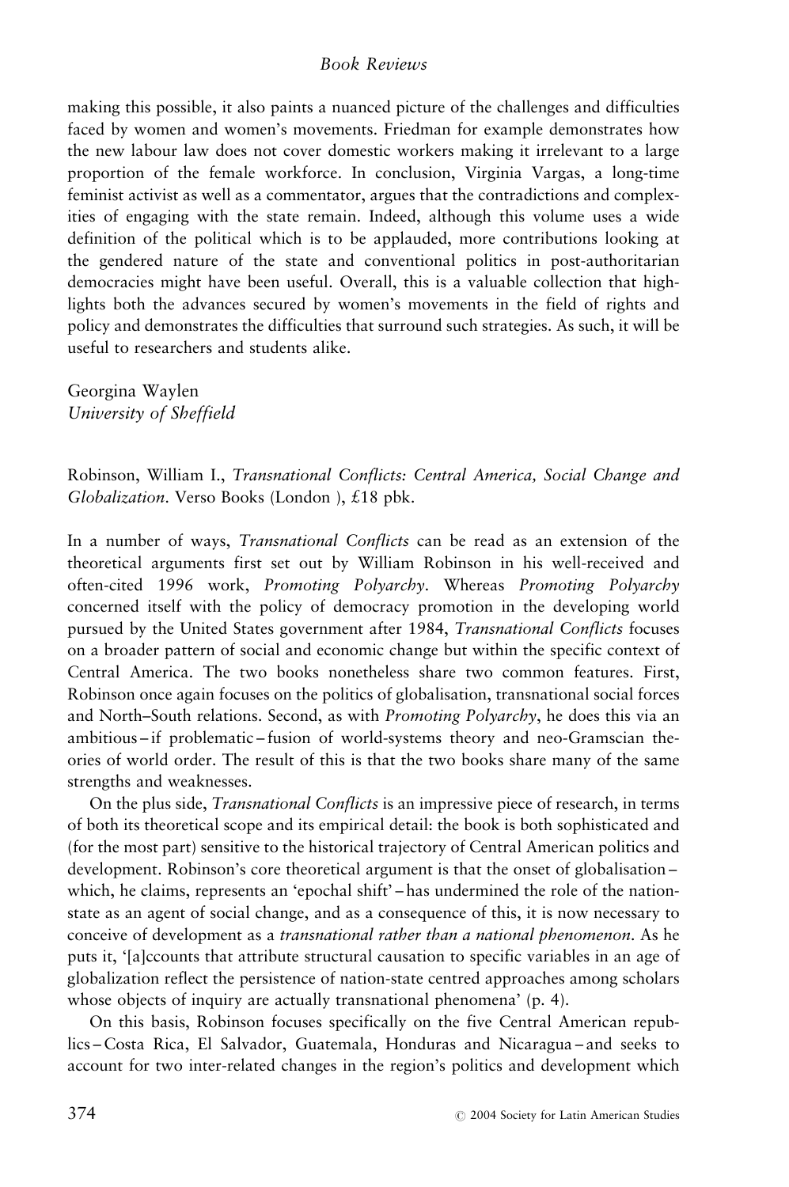making this possible, it also paints a nuanced picture of the challenges and difficulties faced by women and women's movements. Friedman for example demonstrates how the new labour law does not cover domestic workers making it irrelevant to a large proportion of the female workforce. In conclusion, Virginia Vargas, a long-time feminist activist as well as a commentator, argues that the contradictions and complexities of engaging with the state remain. Indeed, although this volume uses a wide definition of the political which is to be applauded, more contributions looking at the gendered nature of the state and conventional politics in post-authoritarian democracies might have been useful. Overall, this is a valuable collection that highlights both the advances secured by women's movements in the field of rights and policy and demonstrates the difficulties that surround such strategies. As such, it will be useful to researchers and students alike.

Georgina Waylen
*University of Sheffield*

Robinson, William I., *Transnational Conflicts: Central America, Social Change and Globalization*. Verso Books (London ), £18 pbk.

In a number of ways, *Transnational Conflicts* can be read as an extension of the theoretical arguments first set out by William Robinson in his well-received and often-cited 1996 work, *Promoting Polyarchy*. Whereas *Promoting Polyarchy* concerned itself with the policy of democracy promotion in the developing world pursued by the United States government after 1984, *Transnational Conflicts* focuses on a broader pattern of social and economic change but within the specific context of Central America. The two books nonetheless share two common features. First, Robinson once again focuses on the politics of globalisation, transnational social forces and North–South relations. Second, as with *Promoting Polyarchy*, he does this via an ambitious – if problematic – fusion of world-systems theory and neo-Gramscian theories of world order. The result of this is that the two books share many of the same strengths and weaknesses.

On the plus side, *Transnational Conflicts* is an impressive piece of research, in terms of both its theoretical scope and its empirical detail: the book is both sophisticated and (for the most part) sensitive to the historical trajectory of Central American politics and development. Robinson's core theoretical argument is that the onset of globalisation – which, he claims, represents an 'epochal shift' – has undermined the role of the nation-state as an agent of social change, and as a consequence of this, it is now necessary to conceive of development as a *transnational rather than a national phenomenon*. As he puts it, '[a]ccounts that attribute structural causation to specific variables in an age of globalization reflect the persistence of nation-state centred approaches among scholars whose objects of inquiry are actually transnational phenomena' (p. 4).

On this basis, Robinson focuses specifically on the five Central American republics – Costa Rica, El Salvador, Guatemala, Honduras and Nicaragua – and seeks to account for two inter-related changes in the region's politics and development which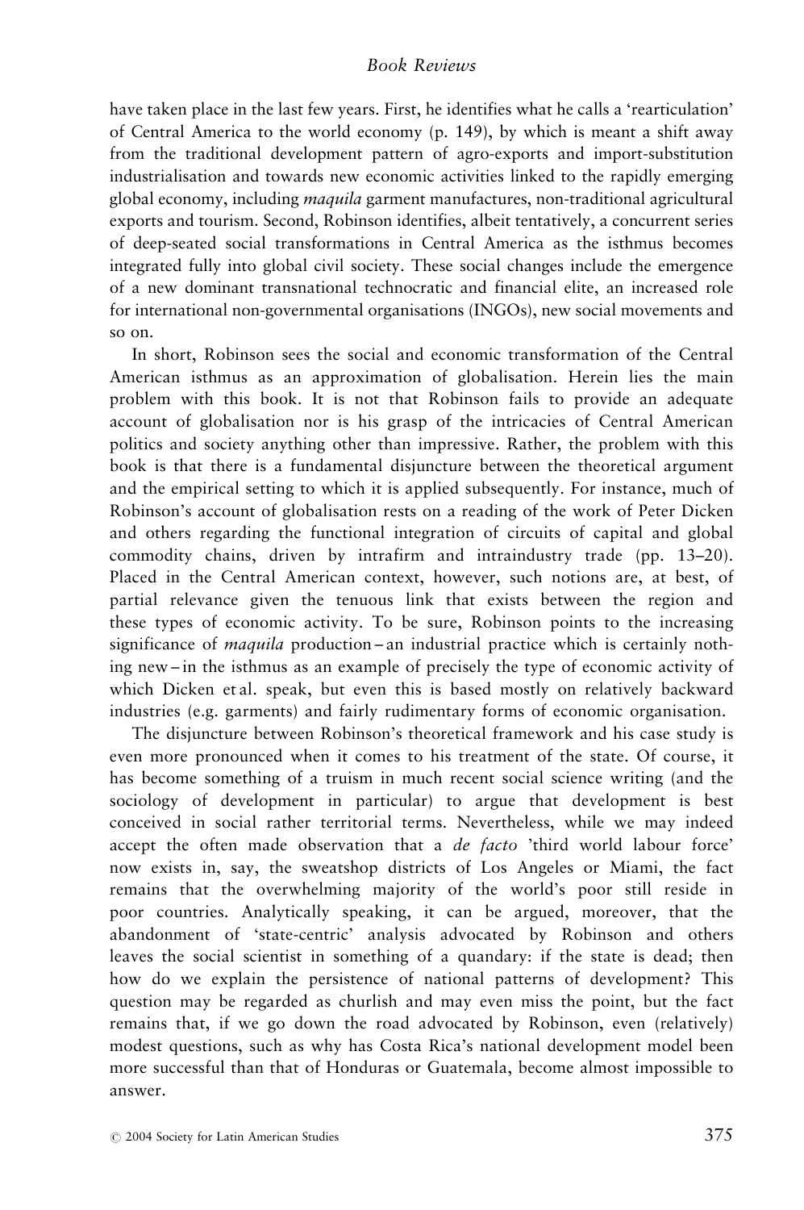have taken place in the last few years. First, he identifies what he calls a 'rearticulation' of Central America to the world economy (p. 149), by which is meant a shift away from the traditional development pattern of agro-exports and import-substitution industrialisation and towards new economic activities linked to the rapidly emerging global economy, including *maquila* garment manufactures, non-traditional agricultural exports and tourism. Second, Robinson identifies, albeit tentatively, a concurrent series of deep-seated social transformations in Central America as the isthmus becomes integrated fully into global civil society. These social changes include the emergence of a new dominant transnational technocratic and financial elite, an increased role for international non-governmental organisations (INGOs), new social movements and so on.

In short, Robinson sees the social and economic transformation of the Central American isthmus as an approximation of globalisation. Herein lies the main problem with this book. It is not that Robinson fails to provide an adequate account of globalisation nor is his grasp of the intricacies of Central American politics and society anything other than impressive. Rather, the problem with this book is that there is a fundamental disjuncture between the theoretical argument and the empirical setting to which it is applied subsequently. For instance, much of Robinson's account of globalisation rests on a reading of the work of Peter Dicken and others regarding the functional integration of circuits of capital and global commodity chains, driven by intrafirm and intraindustry trade (pp. 13–20). Placed in the Central American context, however, such notions are, at best, of partial relevance given the tenuous link that exists between the region and these types of economic activity. To be sure, Robinson points to the increasing significance of *maquila* production – an industrial practice which is certainly nothing new – in the isthmus as an example of precisely the type of economic activity of which Dicken et al. speak, but even this is based mostly on relatively backward industries (e.g. garments) and fairly rudimentary forms of economic organisation.

The disjuncture between Robinson's theoretical framework and his case study is even more pronounced when it comes to his treatment of the state. Of course, it has become something of a truism in much recent social science writing (and the sociology of development in particular) to argue that development is best conceived in social rather territorial terms. Nevertheless, while we may indeed accept the often made observation that a *de facto* 'third world labour force' now exists in, say, the sweatshop districts of Los Angeles or Miami, the fact remains that the overwhelming majority of the world's poor still reside in poor countries. Analytically speaking, it can be argued, moreover, that the abandonment of 'state-centric' analysis advocated by Robinson and others leaves the social scientist in something of a quandary: if the state is dead; then how do we explain the persistence of national patterns of development? This question may be regarded as churlish and may even miss the point, but the fact remains that, if we go down the road advocated by Robinson, even (relatively) modest questions, such as why has Costa Rica's national development model been more successful than that of Honduras or Guatemala, become almost impossible to answer.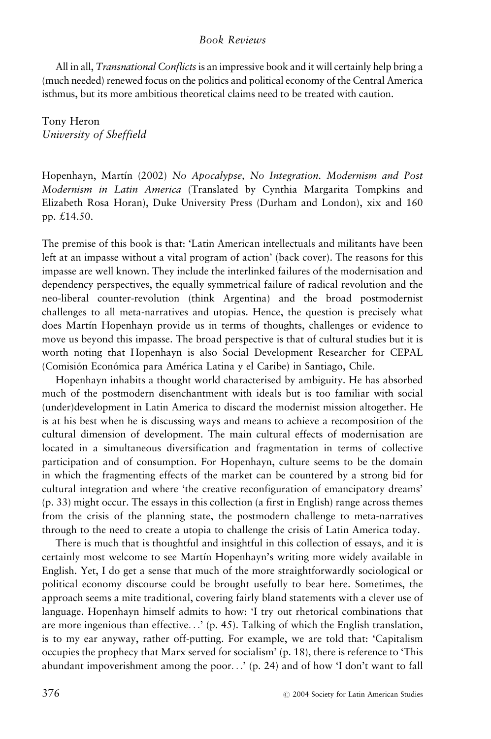All in all, *Transnational Conflicts* is an impressive book and it will certainly help bring a (much needed) renewed focus on the politics and political economy of the Central America isthmus, but its more ambitious theoretical claims need to be treated with caution.

Tony Heron
*University of Sheffield*

Hopenhayn, Martín (2002) *No Apocalypse, No Integration. Modernism and Post Modernism in Latin America* (Translated by Cynthia Margarita Tompkins and Elizabeth Rosa Horan), Duke University Press (Durham and London), xix and 160 pp. £14.50.

The premise of this book is that: 'Latin American intellectuals and militants have been left at an impasse without a vital program of action' (back cover). The reasons for this impasse are well known. They include the interlinked failures of the modernisation and dependency perspectives, the equally symmetrical failure of radical revolution and the neo-liberal counter-revolution (think Argentina) and the broad postmodernist challenges to all meta-narratives and utopias. Hence, the question is precisely what does Martín Hopenhayn provide us in terms of thoughts, challenges or evidence to move us beyond this impasse. The broad perspective is that of cultural studies but it is worth noting that Hopenhayn is also Social Development Researcher for CEPAL (Comisión Económica para América Latina y el Caribe) in Santiago, Chile.

Hopenhayn inhabits a thought world characterised by ambiguity. He has absorbed much of the postmodern disenchantment with ideals but is too familiar with social (under)development in Latin America to discard the modernist mission altogether. He is at his best when he is discussing ways and means to achieve a recomposition of the cultural dimension of development. The main cultural effects of modernisation are located in a simultaneous diversification and fragmentation in terms of collective participation and of consumption. For Hopenhayn, culture seems to be the domain in which the fragmenting effects of the market can be countered by a strong bid for cultural integration and where 'the creative reconfiguration of emancipatory dreams' (p. 33) might occur. The essays in this collection (a first in English) range across themes from the crisis of the planning state, the postmodern challenge to meta-narratives through to the need to create a utopia to challenge the crisis of Latin America today.

There is much that is thoughtful and insightful in this collection of essays, and it is certainly most welcome to see Martín Hopenhayn's writing more widely available in English. Yet, I do get a sense that much of the more straightforwardly sociological or political economy discourse could be brought usefully to bear here. Sometimes, the approach seems a mite traditional, covering fairly bland statements with a clever use of language. Hopenhayn himself admits to how: 'I try out rhetorical combinations that are more ingenious than effective…' (p. 45). Talking of which the English translation, is to my ear anyway, rather off-putting. For example, we are told that: 'Capitalism occupies the prophecy that Marx served for socialism' (p. 18), there is reference to 'This abundant impoverishment among the poor…' (p. 24) and of how 'I don't want to fall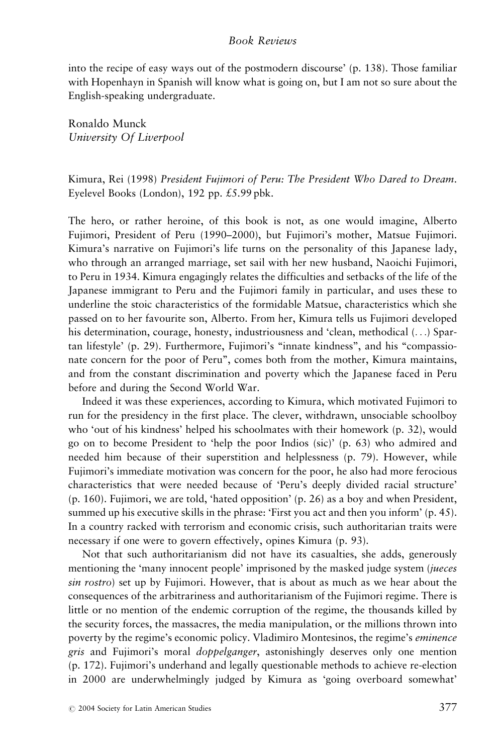into the recipe of easy ways out of the postmodern discourse' (p. 138). Those familiar with Hopenhayn in Spanish will know what is going on, but I am not so sure about the English-speaking undergraduate.

Ronaldo Munck
*University Of Liverpool*

Kimura, Rei (1998) *President Fujimori of Peru: The President Who Dared to Dream.* Eyelevel Books (London), 192 pp. £5.99 pbk.

The hero, or rather heroine, of this book is not, as one would imagine, Alberto Fujimori, President of Peru (1990–2000), but Fujimori's mother, Matsue Fujimori. Kimura's narrative on Fujimori's life turns on the personality of this Japanese lady, who through an arranged marriage, set sail with her new husband, Naoichi Fujimori, to Peru in 1934. Kimura engagingly relates the difficulties and setbacks of the life of the Japanese immigrant to Peru and the Fujimori family in particular, and uses these to underline the stoic characteristics of the formidable Matsue, characteristics which she passed on to her favourite son, Alberto. From her, Kimura tells us Fujimori developed his determination, courage, honesty, industriousness and 'clean, methodical (...) Spartan lifestyle' (p. 29). Furthermore, Fujimori's "innate kindness", and his "compassionate concern for the poor of Peru", comes both from the mother, Kimura maintains, and from the constant discrimination and poverty which the Japanese faced in Peru before and during the Second World War.

Indeed it was these experiences, according to Kimura, which motivated Fujimori to run for the presidency in the first place. The clever, withdrawn, unsociable schoolboy who 'out of his kindness' helped his schoolmates with their homework (p. 32), would go on to become President to 'help the poor Indios (sic)' (p. 63) who admired and needed him because of their superstition and helplessness (p. 79). However, while Fujimori's immediate motivation was concern for the poor, he also had more ferocious characteristics that were needed because of 'Peru's deeply divided racial structure' (p. 160). Fujimori, we are told, 'hated opposition' (p. 26) as a boy and when President, summed up his executive skills in the phrase: 'First you act and then you inform' (p. 45). In a country racked with terrorism and economic crisis, such authoritarian traits were necessary if one were to govern effectively, opines Kimura (p. 93).

Not that such authoritarianism did not have its casualties, she adds, generously mentioning the 'many innocent people' imprisoned by the masked judge system (*jueces sin rostro*) set up by Fujimori. However, that is about as much as we hear about the consequences of the arbitrariness and authoritarianism of the Fujimori regime. There is little or no mention of the endemic corruption of the regime, the thousands killed by the security forces, the massacres, the media manipulation, or the millions thrown into poverty by the regime's economic policy. Vladimiro Montesinos, the regime's *eminence gris* and Fujimori's moral *doppelganger*, astonishingly deserves only one mention (p. 172). Fujimori's underhand and legally questionable methods to achieve re-election in 2000 are underwhelmingly judged by Kimura as 'going overboard somewhat'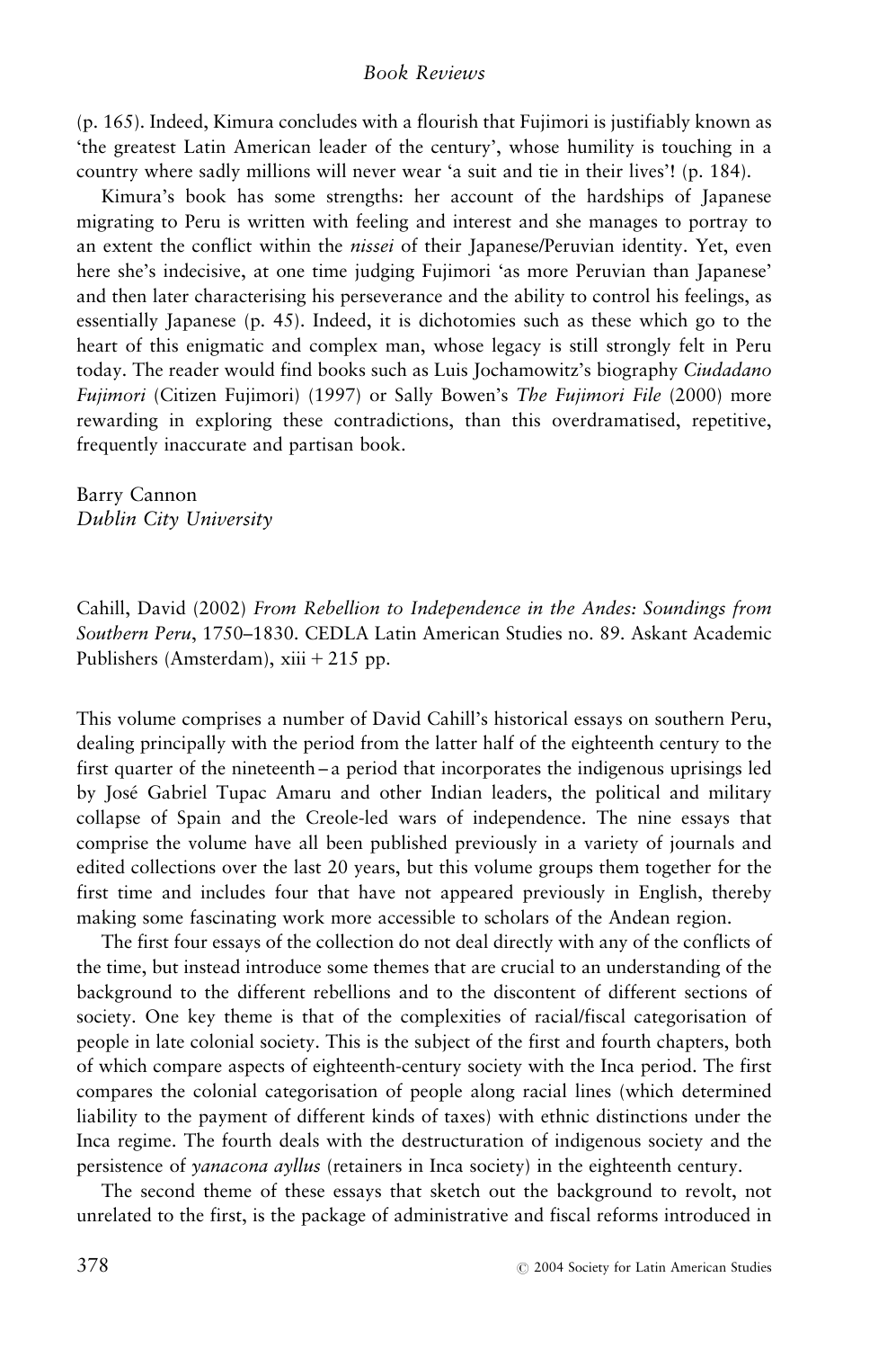(p. 165). Indeed, Kimura concludes with a flourish that Fujimori is justifiably known as 'the greatest Latin American leader of the century', whose humility is touching in a country where sadly millions will never wear 'a suit and tie in their lives'! (p. 184).

Kimura's book has some strengths: her account of the hardships of Japanese migrating to Peru is written with feeling and interest and she manages to portray to an extent the conflict within the *nissei* of their Japanese/Peruvian identity. Yet, even here she's indecisive, at one time judging Fujimori 'as more Peruvian than Japanese' and then later characterising his perseverance and the ability to control his feelings, as essentially Japanese (p. 45). Indeed, it is dichotomies such as these which go to the heart of this enigmatic and complex man, whose legacy is still strongly felt in Peru today. The reader would find books such as Luis Jochamowitz's biography *Ciudadano Fujimori* (Citizen Fujimori) (1997) or Sally Bowen's *The Fujimori File* (2000) more rewarding in exploring these contradictions, than this overdramatised, repetitive, frequently inaccurate and partisan book.

Barry Cannon
*Dublin City University*

Cahill, David (2002) *From Rebellion to Independence in the Andes: Soundings from Southern Peru, 1750–1830*. CEDLA Latin American Studies no. 89. Askant Academic Publishers (Amsterdam), xiii + 215 pp.

This volume comprises a number of David Cahill's historical essays on southern Peru, dealing principally with the period from the latter half of the eighteenth century to the first quarter of the nineteenth – a period that incorporates the indigenous uprisings led by José Gabriel Tupac Amaru and other Indian leaders, the political and military collapse of Spain and the Creole-led wars of independence. The nine essays that comprise the volume have all been published previously in a variety of journals and edited collections over the last 20 years, but this volume groups them together for the first time and includes four that have not appeared previously in English, thereby making some fascinating work more accessible to scholars of the Andean region.

The first four essays of the collection do not deal directly with any of the conflicts of the time, but instead introduce some themes that are crucial to an understanding of the background to the different rebellions and to the discontent of different sections of society. One key theme is that of the complexities of racial/fiscal categorisation of people in late colonial society. This is the subject of the first and fourth chapters, both of which compare aspects of eighteenth-century society with the Inca period. The first compares the colonial categorisation of people along racial lines (which determined liability to the payment of different kinds of taxes) with ethnic distinctions under the Inca regime. The fourth deals with the destructuration of indigenous society and the persistence of *yanacona ayllus* (retainers in Inca society) in the eighteenth century.

The second theme of these essays that sketch out the background to revolt, not unrelated to the first, is the package of administrative and fiscal reforms introduced in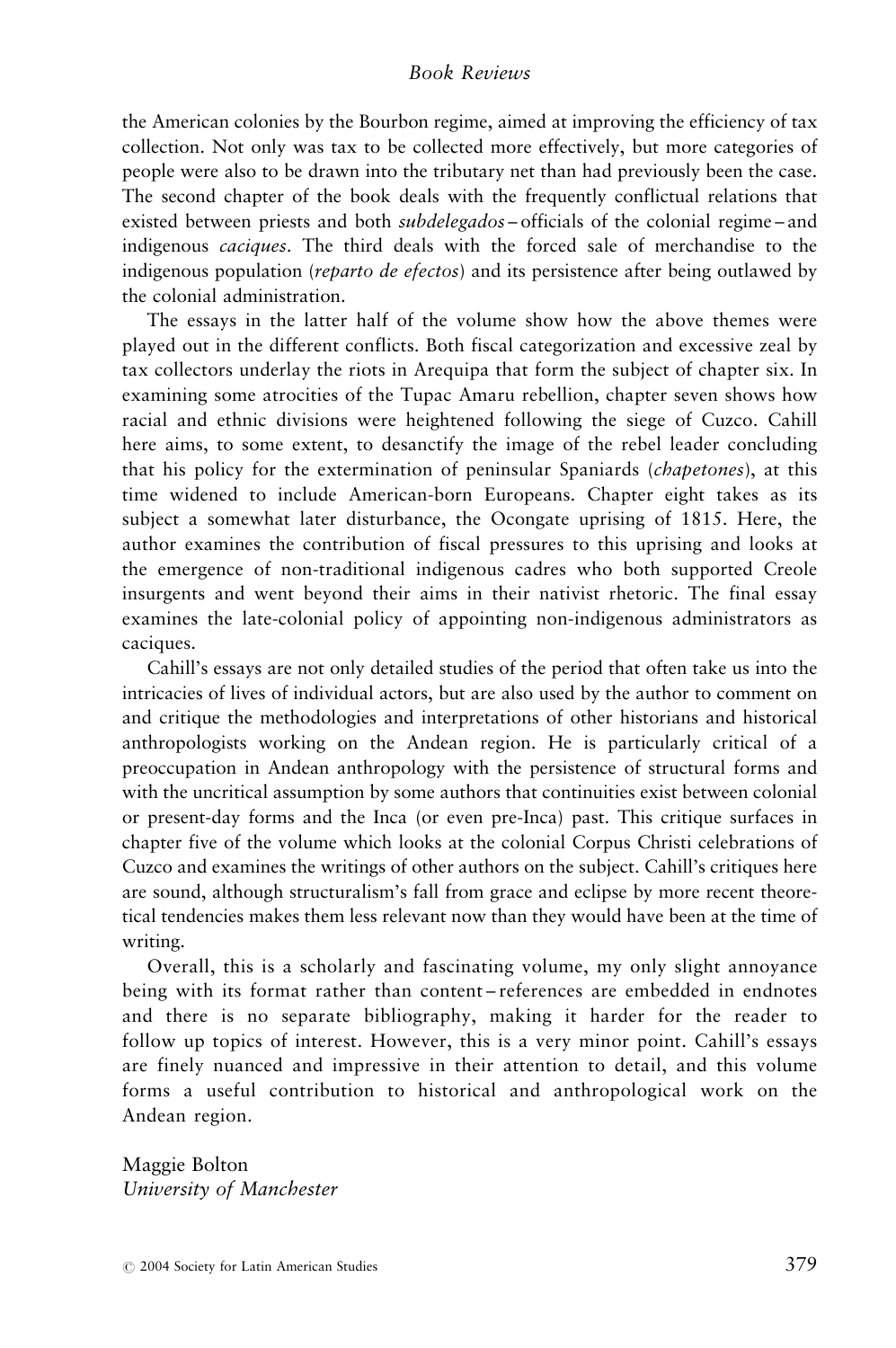the American colonies by the Bourbon regime, aimed at improving the efficiency of tax collection. Not only was tax to be collected more effectively, but more categories of people were also to be drawn into the tributary net than had previously been the case. The second chapter of the book deals with the frequently conflictual relations that existed between priests and both *subdelegados* – officials of the colonial regime – and indigenous *caciques*. The third deals with the forced sale of merchandise to the indigenous population (*reparto de efectos*) and its persistence after being outlawed by the colonial administration.

The essays in the latter half of the volume show how the above themes were played out in the different conflicts. Both fiscal categorization and excessive zeal by tax collectors underlay the riots in Arequipa that form the subject of chapter six. In examining some atrocities of the Tupac Amaru rebellion, chapter seven shows how racial and ethnic divisions were heightened following the siege of Cuzco. Cahill here aims, to some extent, to desanctify the image of the rebel leader concluding that his policy for the extermination of peninsular Spaniards (*chapetones*), at this time widened to include American-born Europeans. Chapter eight takes as its subject a somewhat later disturbance, the Ocongate uprising of 1815. Here, the author examines the contribution of fiscal pressures to this uprising and looks at the emergence of non-traditional indigenous cadres who both supported Creole insurgents and went beyond their aims in their nativist rhetoric. The final essay examines the late-colonial policy of appointing non-indigenous administrators as caciques.

Cahill's essays are not only detailed studies of the period that often take us into the intricacies of lives of individual actors, but are also used by the author to comment on and critique the methodologies and interpretations of other historians and historical anthropologists working on the Andean region. He is particularly critical of a preoccupation in Andean anthropology with the persistence of structural forms and with the uncritical assumption by some authors that continuities exist between colonial or present-day forms and the Inca (or even pre-Inca) past. This critique surfaces in chapter five of the volume which looks at the colonial Corpus Christi celebrations of Cuzco and examines the writings of other authors on the subject. Cahill's critiques here are sound, although structuralism's fall from grace and eclipse by more recent theoretical tendencies makes them less relevant now than they would have been at the time of writing.

Overall, this is a scholarly and fascinating volume, my only slight annoyance being with its format rather than content – references are embedded in endnotes and there is no separate bibliography, making it harder for the reader to follow up topics of interest. However, this is a very minor point. Cahill's essays are finely nuanced and impressive in their attention to detail, and this volume forms a useful contribution to historical and anthropological work on the Andean region.

Maggie Bolton
*University of Manchester*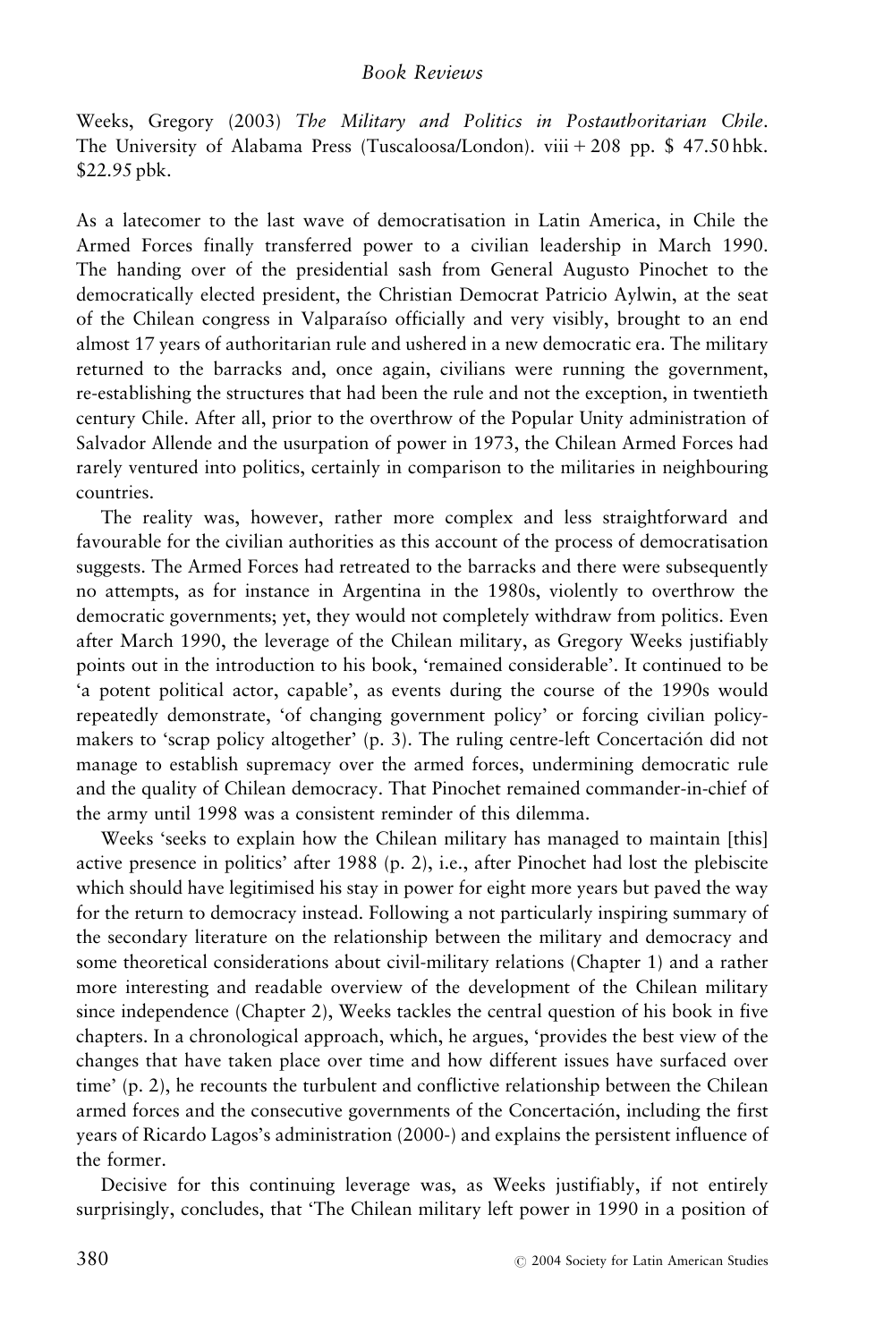Weeks, Gregory (2003) *The Military and Politics in Postauthoritarian Chile*. The University of Alabama Press (Tuscaloosa/London). viii + 208 pp. $ 47.50 hbk. $22.95 pbk.

As a latecomer to the last wave of democratisation in Latin America, in Chile the Armed Forces finally transferred power to a civilian leadership in March 1990. The handing over of the presidential sash from General Augusto Pinochet to the democratically elected president, the Christian Democrat Patricio Aylwin, at the seat of the Chilean congress in Valparaíso officially and very visibly, brought to an end almost 17 years of authoritarian rule and ushered in a new democratic era. The military returned to the barracks and, once again, civilians were running the government, re-establishing the structures that had been the rule and not the exception, in twentieth century Chile. After all, prior to the overthrow of the Popular Unity administration of Salvador Allende and the usurpation of power in 1973, the Chilean Armed Forces had rarely ventured into politics, certainly in comparison to the militaries in neighbouring countries.

The reality was, however, rather more complex and less straightforward and favourable for the civilian authorities as this account of the process of democratisation suggests. The Armed Forces had retreated to the barracks and there were subsequently no attempts, as for instance in Argentina in the 1980s, violently to overthrow the democratic governments; yet, they would not completely withdraw from politics. Even after March 1990, the leverage of the Chilean military, as Gregory Weeks justifiably points out in the introduction to his book, 'remained considerable'. It continued to be 'a potent political actor, capable', as events during the course of the 1990s would repeatedly demonstrate, 'of changing government policy' or forcing civilian policy-makers to 'scrap policy altogether' (p. 3). The ruling centre-left Concertación did not manage to establish supremacy over the armed forces, undermining democratic rule and the quality of Chilean democracy. That Pinochet remained commander-in-chief of the army until 1998 was a consistent reminder of this dilemma.

Weeks 'seeks to explain how the Chilean military has managed to maintain [this] active presence in politics' after 1988 (p. 2), i.e., after Pinochet had lost the plebiscite which should have legitimised his stay in power for eight more years but paved the way for the return to democracy instead. Following a not particularly inspiring summary of the secondary literature on the relationship between the military and democracy and some theoretical considerations about civil-military relations (Chapter 1) and a rather more interesting and readable overview of the development of the Chilean military since independence (Chapter 2), Weeks tackles the central question of his book in five chapters. In a chronological approach, which, he argues, 'provides the best view of the changes that have taken place over time and how different issues have surfaced over time' (p. 2), he recounts the turbulent and conflictive relationship between the Chilean armed forces and the consecutive governments of the Concertación, including the first years of Ricardo Lagos's administration (2000-) and explains the persistent influence of the former.

Decisive for this continuing leverage was, as Weeks justifiably, if not entirely surprisingly, concludes, that 'The Chilean military left power in 1990 in a position of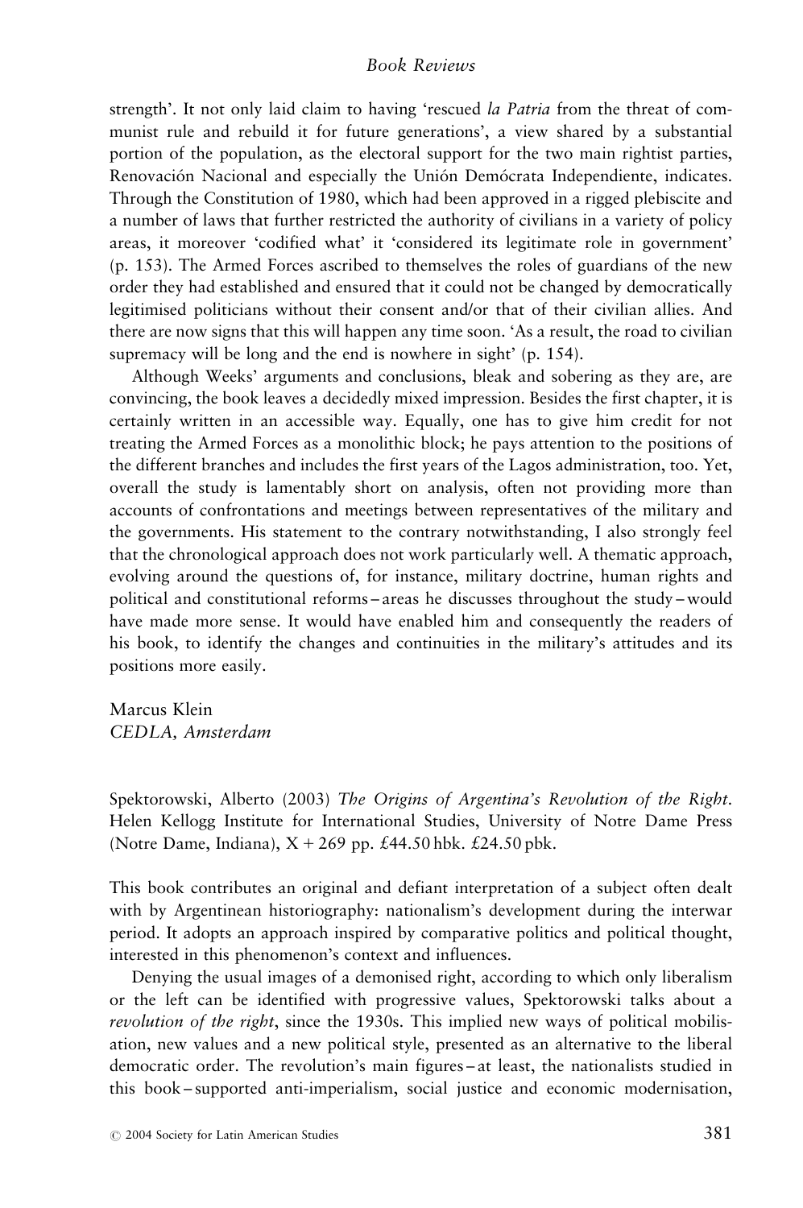strength'. It not only laid claim to having 'rescued *la Patria* from the threat of communist rule and rebuild it for future generations', a view shared by a substantial portion of the population, as the electoral support for the two main rightist parties, Renovación Nacional and especially the Unión Demócrata Independiente, indicates. Through the Constitution of 1980, which had been approved in a rigged plebiscite and a number of laws that further restricted the authority of civilians in a variety of policy areas, it moreover 'codified what' it 'considered its legitimate role in government' (p. 153). The Armed Forces ascribed to themselves the roles of guardians of the new order they had established and ensured that it could not be changed by democratically legitimised politicians without their consent and/or that of their civilian allies. And there are now signs that this will happen any time soon. 'As a result, the road to civilian supremacy will be long and the end is nowhere in sight' (p. 154).

Although Weeks' arguments and conclusions, bleak and sobering as they are, are convincing, the book leaves a decidedly mixed impression. Besides the first chapter, it is certainly written in an accessible way. Equally, one has to give him credit for not treating the Armed Forces as a monolithic block; he pays attention to the positions of the different branches and includes the first years of the Lagos administration, too. Yet, overall the study is lamentably short on analysis, often not providing more than accounts of confrontations and meetings between representatives of the military and the governments. His statement to the contrary notwithstanding, I also strongly feel that the chronological approach does not work particularly well. A thematic approach, evolving around the questions of, for instance, military doctrine, human rights and political and constitutional reforms – areas he discusses throughout the study – would have made more sense. It would have enabled him and consequently the readers of his book, to identify the changes and continuities in the military's attitudes and its positions more easily.

Marcus Klein
*CEDLA, Amsterdam*

Spektorowski, Alberto (2003) *The Origins of Argentina's Revolution of the Right*. Helen Kellogg Institute for International Studies, University of Notre Dame Press (Notre Dame, Indiana), X + 269 pp. £44.50 hbk. £24.50 pbk.

This book contributes an original and defiant interpretation of a subject often dealt with by Argentinean historiography: nationalism's development during the interwar period. It adopts an approach inspired by comparative politics and political thought, interested in this phenomenon's context and influences.

Denying the usual images of a demonised right, according to which only liberalism or the left can be identified with progressive values, Spektorowski talks about a *revolution of the right*, since the 1930s. This implied new ways of political mobilisation, new values and a new political style, presented as an alternative to the liberal democratic order. The revolution's main figures – at least, the nationalists studied in this book – supported anti-imperialism, social justice and economic modernisation,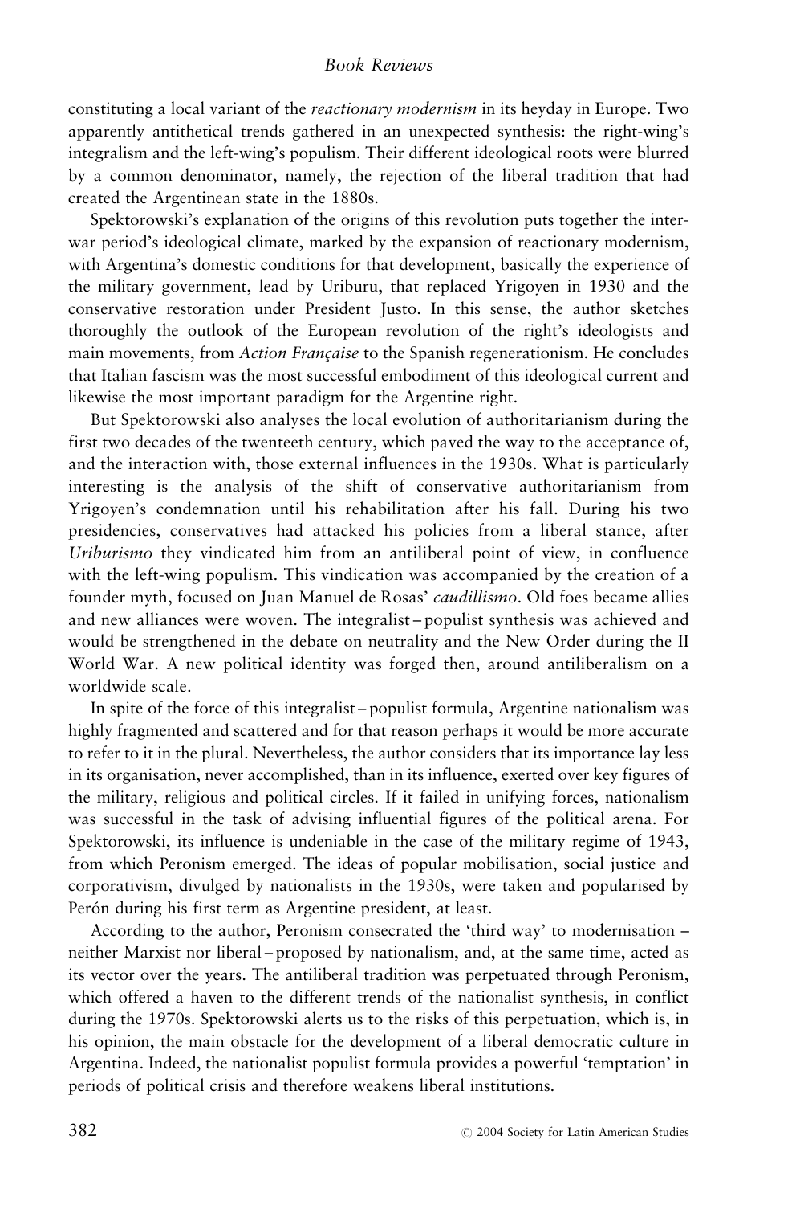constituting a local variant of the *reactionary modernism* in its heyday in Europe. Two apparently antithetical trends gathered in an unexpected synthesis: the right-wing's integralism and the left-wing's populism. Their different ideological roots were blurred by a common denominator, namely, the rejection of the liberal tradition that had created the Argentinean state in the 1880s.

Spektorowski's explanation of the origins of this revolution puts together the inter-war period's ideological climate, marked by the expansion of reactionary modernism, with Argentina's domestic conditions for that development, basically the experience of the military government, lead by Uriburu, that replaced Yrigoyen in 1930 and the conservative restoration under President Justo. In this sense, the author sketches thoroughly the outlook of the European revolution of the right's ideologists and main movements, from *Action Française* to the Spanish regenerationism. He concludes that Italian fascism was the most successful embodiment of this ideological current and likewise the most important paradigm for the Argentine right.

But Spektorowski also analyses the local evolution of authoritarianism during the first two decades of the twenteeth century, which paved the way to the acceptance of, and the interaction with, those external influences in the 1930s. What is particularly interesting is the analysis of the shift of conservative authoritarianism from Yrigoyen's condemnation until his rehabilitation after his fall. During his two presidencies, conservatives had attacked his policies from a liberal stance, after *Uriburismo* they vindicated him from an antiliberal point of view, in confluence with the left-wing populism. This vindication was accompanied by the creation of a founder myth, focused on Juan Manuel de Rosas' *caudillismo*. Old foes became allies and new alliances were woven. The integralist–populist synthesis was achieved and would be strengthened in the debate on neutrality and the New Order during the II World War. A new political identity was forged then, around antiliberalism on a worldwide scale.

In spite of the force of this integralist–populist formula, Argentine nationalism was highly fragmented and scattered and for that reason perhaps it would be more accurate to refer to it in the plural. Nevertheless, the author considers that its importance lay less in its organisation, never accomplished, than in its influence, exerted over key figures of the military, religious and political circles. If it failed in unifying forces, nationalism was successful in the task of advising influential figures of the political arena. For Spektorowski, its influence is undeniable in the case of the military regime of 1943, from which Peronism emerged. The ideas of popular mobilisation, social justice and corporativism, divulged by nationalists in the 1930s, were taken and popularised by Perón during his first term as Argentine president, at least.

According to the author, Peronism consecrated the 'third way' to modernisation – neither Marxist nor liberal – proposed by nationalism, and, at the same time, acted as its vector over the years. The antiliberal tradition was perpetuated through Peronism, which offered a haven to the different trends of the nationalist synthesis, in conflict during the 1970s. Spektorowski alerts us to the risks of this perpetuation, which is, in his opinion, the main obstacle for the development of a liberal democratic culture in Argentina. Indeed, the nationalist populist formula provides a powerful 'temptation' in periods of political crisis and therefore weakens liberal institutions.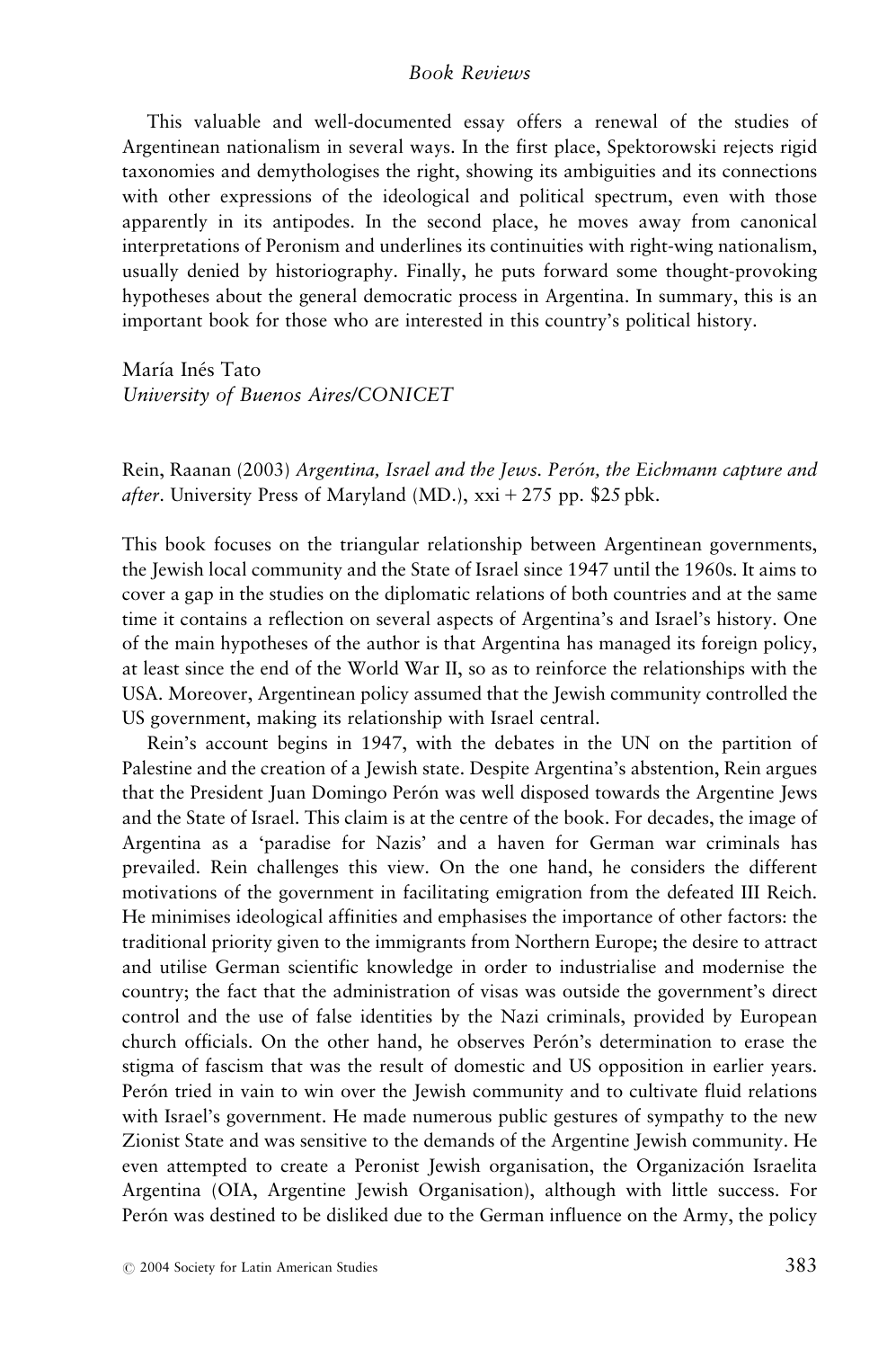This valuable and well-documented essay offers a renewal of the studies of Argentinean nationalism in several ways. In the first place, Spektorowski rejects rigid taxonomies and demythologises the right, showing its ambiguities and its connections with other expressions of the ideological and political spectrum, even with those apparently in its antipodes. In the second place, he moves away from canonical interpretations of Peronism and underlines its continuities with right-wing nationalism, usually denied by historiography. Finally, he puts forward some thought-provoking hypotheses about the general democratic process in Argentina. In summary, this is an important book for those who are interested in this country's political history.

María Inés Tato
*University of Buenos Aires/CONICET*

Rein, Raanan (2003) *Argentina, Israel and the Jews. Perón, the Eichmann capture and after*. University Press of Maryland (MD.), xxi + 275 pp. $25 pbk.

This book focuses on the triangular relationship between Argentinean governments, the Jewish local community and the State of Israel since 1947 until the 1960s. It aims to cover a gap in the studies on the diplomatic relations of both countries and at the same time it contains a reflection on several aspects of Argentina's and Israel's history. One of the main hypotheses of the author is that Argentina has managed its foreign policy, at least since the end of the World War II, so as to reinforce the relationships with the USA. Moreover, Argentinean policy assumed that the Jewish community controlled the US government, making its relationship with Israel central.

Rein's account begins in 1947, with the debates in the UN on the partition of Palestine and the creation of a Jewish state. Despite Argentina's abstention, Rein argues that the President Juan Domingo Perón was well disposed towards the Argentine Jews and the State of Israel. This claim is at the centre of the book. For decades, the image of Argentina as a 'paradise for Nazis' and a haven for German war criminals has prevailed. Rein challenges this view. On the one hand, he considers the different motivations of the government in facilitating emigration from the defeated III Reich. He minimises ideological affinities and emphasises the importance of other factors: the traditional priority given to the immigrants from Northern Europe; the desire to attract and utilise German scientific knowledge in order to industrialise and modernise the country; the fact that the administration of visas was outside the government's direct control and the use of false identities by the Nazi criminals, provided by European church officials. On the other hand, he observes Perón's determination to erase the stigma of fascism that was the result of domestic and US opposition in earlier years. Perón tried in vain to win over the Jewish community and to cultivate fluid relations with Israel's government. He made numerous public gestures of sympathy to the new Zionist State and was sensitive to the demands of the Argentine Jewish community. He even attempted to create a Peronist Jewish organisation, the Organización Israelita Argentina (OIA, Argentine Jewish Organisation), although with little success. For Perón was destined to be disliked due to the German influence on the Army, the policy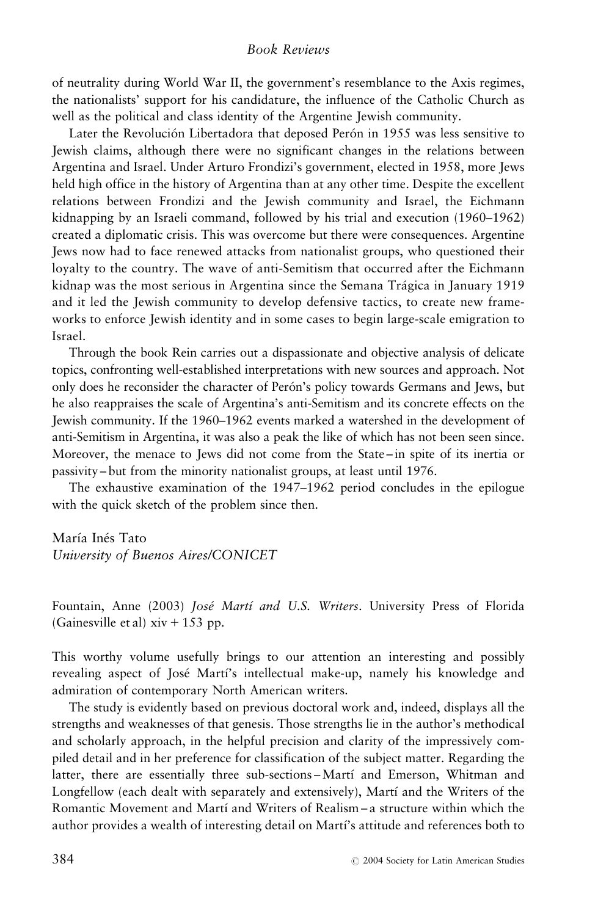of neutrality during World War II, the government's resemblance to the Axis regimes, the nationalists' support for his candidature, the influence of the Catholic Church as well as the political and class identity of the Argentine Jewish community.

Later the Revolución Libertadora that deposed Perón in 1955 was less sensitive to Jewish claims, although there were no significant changes in the relations between Argentina and Israel. Under Arturo Frondizi's government, elected in 1958, more Jews held high office in the history of Argentina than at any other time. Despite the excellent relations between Frondizi and the Jewish community and Israel, the Eichmann kidnapping by an Israeli command, followed by his trial and execution (1960–1962) created a diplomatic crisis. This was overcome but there were consequences. Argentine Jews now had to face renewed attacks from nationalist groups, who questioned their loyalty to the country. The wave of anti-Semitism that occurred after the Eichmann kidnap was the most serious in Argentina since the Semana Trágica in January 1919 and it led the Jewish community to develop defensive tactics, to create new frameworks to enforce Jewish identity and in some cases to begin large-scale emigration to Israel.

Through the book Rein carries out a dispassionate and objective analysis of delicate topics, confronting well-established interpretations with new sources and approach. Not only does he reconsider the character of Perón's policy towards Germans and Jews, but he also reappraises the scale of Argentina's anti-Semitism and its concrete effects on the Jewish community. If the 1960–1962 events marked a watershed in the development of anti-Semitism in Argentina, it was also a peak the like of which has not been seen since. Moreover, the menace to Jews did not come from the State – in spite of its inertia or passivity – but from the minority nationalist groups, at least until 1976.

The exhaustive examination of the 1947–1962 period concludes in the epilogue with the quick sketch of the problem since then.

María Inés Tato
*University of Buenos Aires/CONICET*

Fountain, Anne (2003) *José Martí and U.S. Writers*. University Press of Florida (Gainesville et al) xiv + 153 pp.

This worthy volume usefully brings to our attention an interesting and possibly revealing aspect of José Martí's intellectual make-up, namely his knowledge and admiration of contemporary North American writers.

The study is evidently based on previous doctoral work and, indeed, displays all the strengths and weaknesses of that genesis. Those strengths lie in the author's methodical and scholarly approach, in the helpful precision and clarity of the impressively compiled detail and in her preference for classification of the subject matter. Regarding the latter, there are essentially three sub-sections – Martí and Emerson, Whitman and Longfellow (each dealt with separately and extensively), Martí and the Writers of the Romantic Movement and Martí and Writers of Realism – a structure within which the author provides a wealth of interesting detail on Martí's attitude and references both to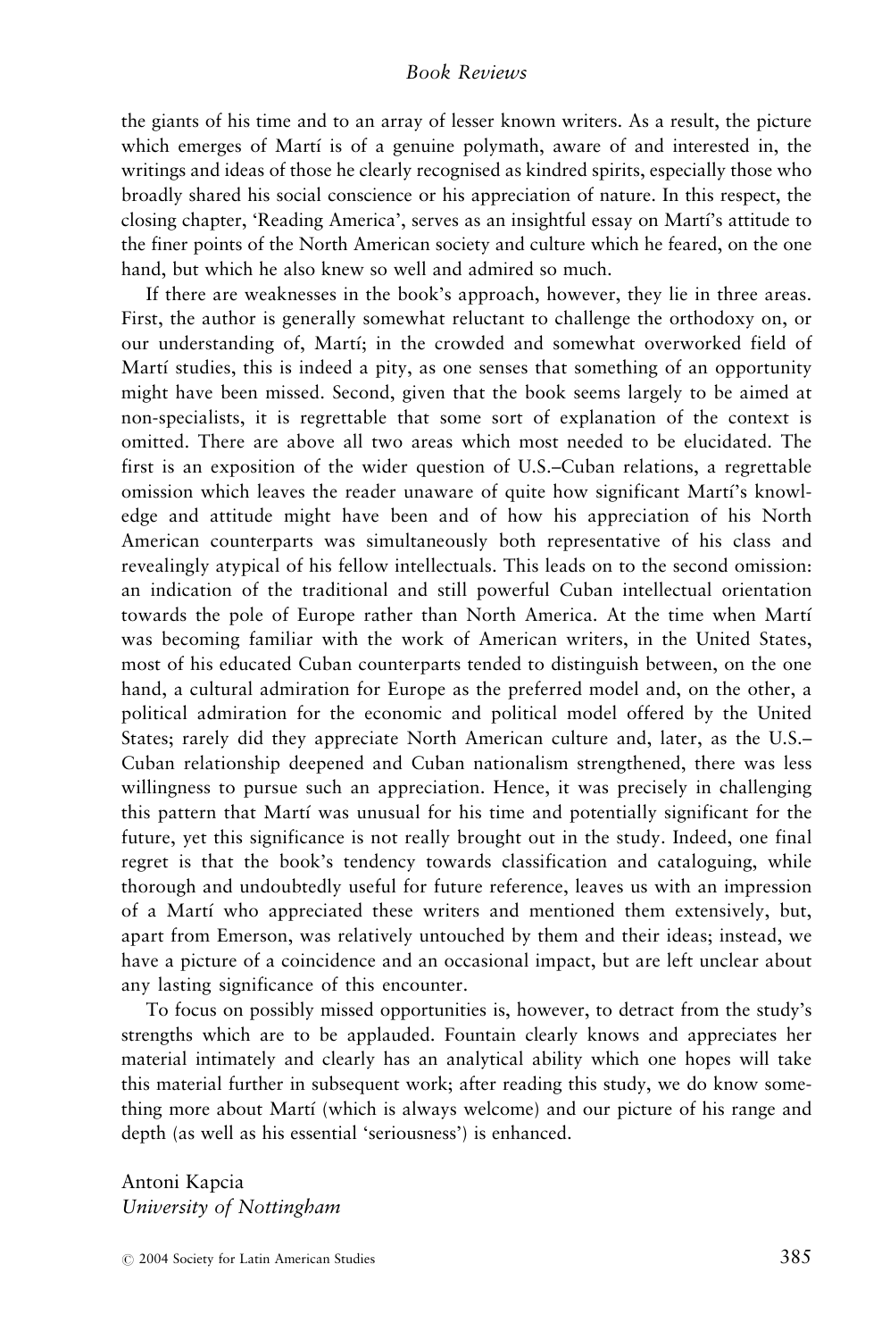the giants of his time and to an array of lesser known writers. As a result, the picture which emerges of Martí is of a genuine polymath, aware of and interested in, the writings and ideas of those he clearly recognised as kindred spirits, especially those who broadly shared his social conscience or his appreciation of nature. In this respect, the closing chapter, 'Reading America', serves as an insightful essay on Martí's attitude to the finer points of the North American society and culture which he feared, on the one hand, but which he also knew so well and admired so much.

If there are weaknesses in the book's approach, however, they lie in three areas. First, the author is generally somewhat reluctant to challenge the orthodoxy on, or our understanding of, Martí; in the crowded and somewhat overworked field of Martí studies, this is indeed a pity, as one senses that something of an opportunity might have been missed. Second, given that the book seems largely to be aimed at non-specialists, it is regrettable that some sort of explanation of the context is omitted. There are above all two areas which most needed to be elucidated. The first is an exposition of the wider question of U.S.–Cuban relations, a regrettable omission which leaves the reader unaware of quite how significant Martí's knowledge and attitude might have been and of how his appreciation of his North American counterparts was simultaneously both representative of his class and revealingly atypical of his fellow intellectuals. This leads on to the second omission: an indication of the traditional and still powerful Cuban intellectual orientation towards the pole of Europe rather than North America. At the time when Martí was becoming familiar with the work of American writers, in the United States, most of his educated Cuban counterparts tended to distinguish between, on the one hand, a cultural admiration for Europe as the preferred model and, on the other, a political admiration for the economic and political model offered by the United States; rarely did they appreciate North American culture and, later, as the U.S.–Cuban relationship deepened and Cuban nationalism strengthened, there was less willingness to pursue such an appreciation. Hence, it was precisely in challenging this pattern that Martí was unusual for his time and potentially significant for the future, yet this significance is not really brought out in the study. Indeed, one final regret is that the book's tendency towards classification and cataloguing, while thorough and undoubtedly useful for future reference, leaves us with an impression of a Martí who appreciated these writers and mentioned them extensively, but, apart from Emerson, was relatively untouched by them and their ideas; instead, we have a picture of a coincidence and an occasional impact, but are left unclear about any lasting significance of this encounter.

To focus on possibly missed opportunities is, however, to detract from the study's strengths which are to be applauded. Fountain clearly knows and appreciates her material intimately and clearly has an analytical ability which one hopes will take this material further in subsequent work; after reading this study, we do know something more about Martí (which is always welcome) and our picture of his range and depth (as well as his essential 'seriousness') is enhanced.

Antoni Kapcia
*University of Nottingham*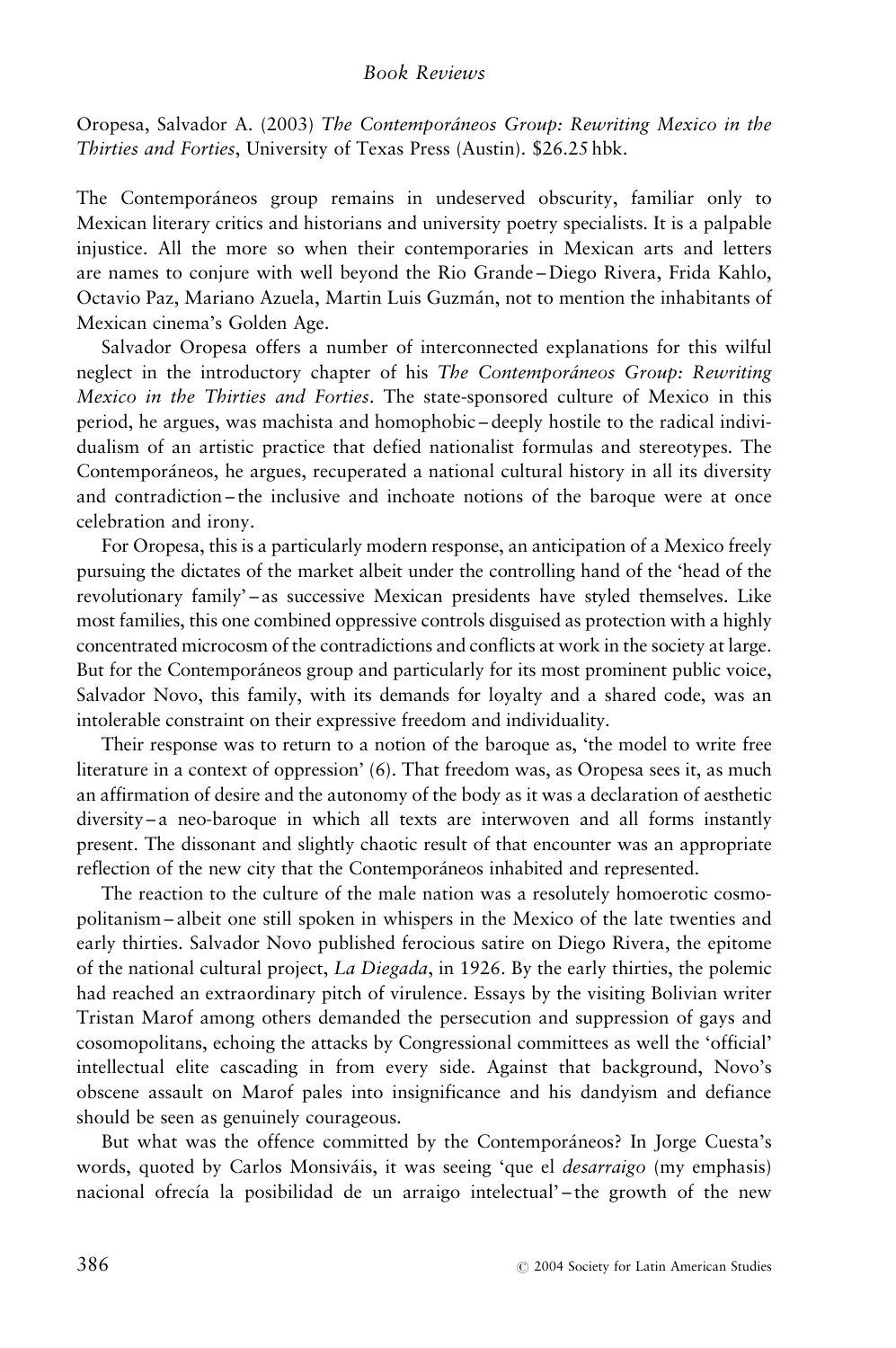Oropesa, Salvador A. (2003) *The Contemporáneos Group: Rewriting Mexico in the Thirties and Forties*, University of Texas Press (Austin). $26.25 hbk.

The Contemporáneos group remains in undeserved obscurity, familiar only to Mexican literary critics and historians and university poetry specialists. It is a palpable injustice. All the more so when their contemporaries in Mexican arts and letters are names to conjure with well beyond the Rio Grande – Diego Rivera, Frida Kahlo, Octavio Paz, Mariano Azuela, Martin Luis Guzmán, not to mention the inhabitants of Mexican cinema's Golden Age.

Salvador Oropesa offers a number of interconnected explanations for this wilful neglect in the introductory chapter of his *The Contemporáneos Group: Rewriting Mexico in the Thirties and Forties*. The state-sponsored culture of Mexico in this period, he argues, was machista and homophobic – deeply hostile to the radical individualism of an artistic practice that defied nationalist formulas and stereotypes. The Contemporáneos, he argues, recuperated a national cultural history in all its diversity and contradiction – the inclusive and inchoate notions of the baroque were at once celebration and irony.

For Oropesa, this is a particularly modern response, an anticipation of a Mexico freely pursuing the dictates of the market albeit under the controlling hand of the 'head of the revolutionary family' – as successive Mexican presidents have styled themselves. Like most families, this one combined oppressive controls disguised as protection with a highly concentrated microcosm of the contradictions and conflicts at work in the society at large. But for the Contemporáneos group and particularly for its most prominent public voice, Salvador Novo, this family, with its demands for loyalty and a shared code, was an intolerable constraint on their expressive freedom and individuality.

Their response was to return to a notion of the baroque as, 'the model to write free literature in a context of oppression' (6). That freedom was, as Oropesa sees it, as much an affirmation of desire and the autonomy of the body as it was a declaration of aesthetic diversity – a neo-baroque in which all texts are interwoven and all forms instantly present. The dissonant and slightly chaotic result of that encounter was an appropriate reflection of the new city that the Contemporáneos inhabited and represented.

The reaction to the culture of the male nation was a resolutely homoerotic cosmopolitanism – albeit one still spoken in whispers in the Mexico of the late twenties and early thirties. Salvador Novo published ferocious satire on Diego Rivera, the epitome of the national cultural project, *La Diegada*, in 1926. By the early thirties, the polemic had reached an extraordinary pitch of virulence. Essays by the visiting Bolivian writer Tristan Marof among others demanded the persecution and suppression of gays and cosomopolitans, echoing the attacks by Congressional committees as well the 'official' intellectual elite cascading in from every side. Against that background, Novo's obscene assault on Marof pales into insignificance and his dandyism and defiance should be seen as genuinely courageous.

But what was the offence committed by the Contemporáneos? In Jorge Cuesta's words, quoted by Carlos Monsiváis, it was seeing 'que el *desarraigo* (my emphasis) nacional ofrecía la posibilidad de un arraigo intelectual' – the growth of the new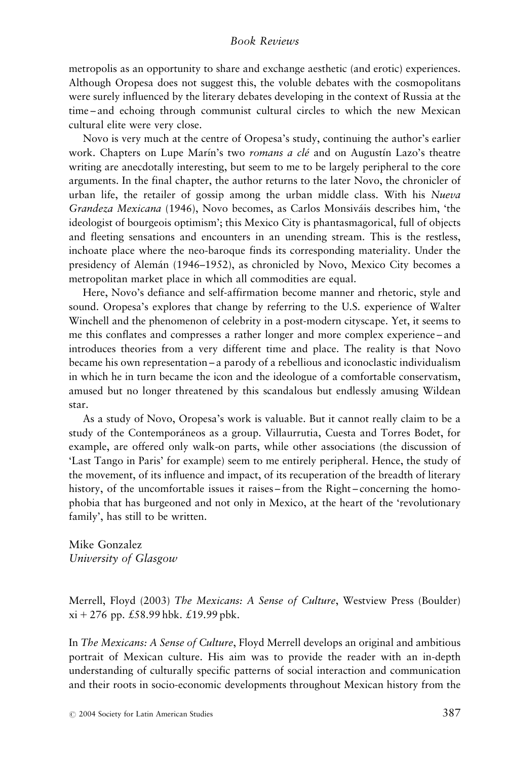metropolis as an opportunity to share and exchange aesthetic (and erotic) experiences. Although Oropesa does not suggest this, the voluble debates with the cosmopolitans were surely influenced by the literary debates developing in the context of Russia at the time – and echoing through communist cultural circles to which the new Mexican cultural elite were very close.

Novo is very much at the centre of Oropesa's study, continuing the author's earlier work. Chapters on Lupe Marín's two *romans a clé* and on Augustín Lazo's theatre writing are anecdotally interesting, but seem to me to be largely peripheral to the core arguments. In the final chapter, the author returns to the later Novo, the chronicler of urban life, the retailer of gossip among the urban middle class. With his *Nueva Grandeza Mexicana* (1946), Novo becomes, as Carlos Monsiváis describes him, 'the ideologist of bourgeois optimism'; this Mexico City is phantasmagorical, full of objects and fleeting sensations and encounters in an unending stream. This is the restless, inchoate place where the neo-baroque finds its corresponding materiality. Under the presidency of Alemán (1946–1952), as chronicled by Novo, Mexico City becomes a metropolitan market place in which all commodities are equal.

Here, Novo's defiance and self-affirmation become manner and rhetoric, style and sound. Oropesa's explores that change by referring to the U.S. experience of Walter Winchell and the phenomenon of celebrity in a post-modern cityscape. Yet, it seems to me this conflates and compresses a rather longer and more complex experience – and introduces theories from a very different time and place. The reality is that Novo became his own representation – a parody of a rebellious and iconoclastic individualism in which he in turn became the icon and the ideologue of a comfortable conservatism, amused but no longer threatened by this scandalous but endlessly amusing Wildean star.

As a study of Novo, Oropesa's work is valuable. But it cannot really claim to be a study of the Contemporáneos as a group. Villaurrutia, Cuesta and Torres Bodet, for example, are offered only walk-on parts, while other associations (the discussion of 'Last Tango in Paris' for example) seem to me entirely peripheral. Hence, the study of the movement, of its influence and impact, of its recuperation of the breadth of literary history, of the uncomfortable issues it raises – from the Right – concerning the homophobia that has burgeoned and not only in Mexico, at the heart of the 'revolutionary family', has still to be written.

Mike Gonzalez
*University of Glasgow*

Merrell, Floyd (2003) *The Mexicans: A Sense of Culture*, Westview Press (Boulder) xi + 276 pp. £58.99 hbk. £19.99 pbk.

In *The Mexicans: A Sense of Culture*, Floyd Merrell develops an original and ambitious portrait of Mexican culture. His aim was to provide the reader with an in-depth understanding of culturally specific patterns of social interaction and communication and their roots in socio-economic developments throughout Mexican history from the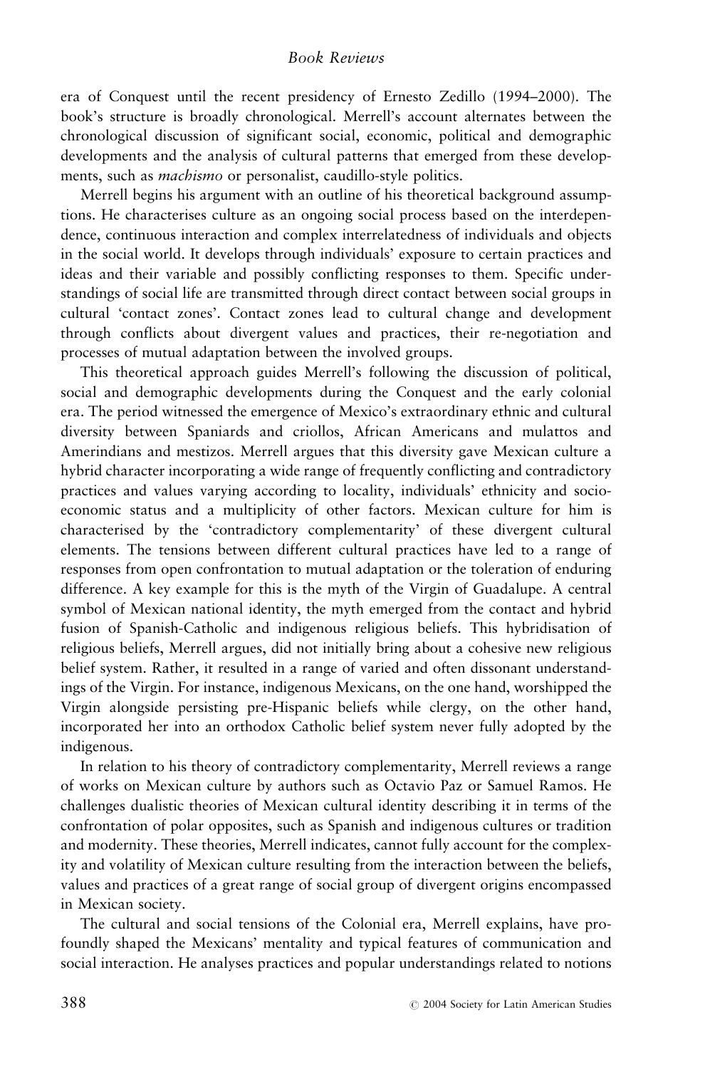era of Conquest until the recent presidency of Ernesto Zedillo (1994–2000). The book's structure is broadly chronological. Merrell's account alternates between the chronological discussion of significant social, economic, political and demographic developments and the analysis of cultural patterns that emerged from these developments, such as *machismo* or personalist, caudillo-style politics.

Merrell begins his argument with an outline of his theoretical background assumptions. He characterises culture as an ongoing social process based on the interdependence, continuous interaction and complex interrelatedness of individuals and objects in the social world. It develops through individuals' exposure to certain practices and ideas and their variable and possibly conflicting responses to them. Specific understandings of social life are transmitted through direct contact between social groups in cultural 'contact zones'. Contact zones lead to cultural change and development through conflicts about divergent values and practices, their re-negotiation and processes of mutual adaptation between the involved groups.

This theoretical approach guides Merrell's following the discussion of political, social and demographic developments during the Conquest and the early colonial era. The period witnessed the emergence of Mexico's extraordinary ethnic and cultural diversity between Spaniards and criollos, African Americans and mulattos and Amerindians and mestizos. Merrell argues that this diversity gave Mexican culture a hybrid character incorporating a wide range of frequently conflicting and contradictory practices and values varying according to locality, individuals' ethnicity and socio-economic status and a multiplicity of other factors. Mexican culture for him is characterised by the 'contradictory complementarity' of these divergent cultural elements. The tensions between different cultural practices have led to a range of responses from open confrontation to mutual adaptation or the toleration of enduring difference. A key example for this is the myth of the Virgin of Guadalupe. A central symbol of Mexican national identity, the myth emerged from the contact and hybrid fusion of Spanish-Catholic and indigenous religious beliefs. This hybridisation of religious beliefs, Merrell argues, did not initially bring about a cohesive new religious belief system. Rather, it resulted in a range of varied and often dissonant understandings of the Virgin. For instance, indigenous Mexicans, on the one hand, worshipped the Virgin alongside persisting pre-Hispanic beliefs while clergy, on the other hand, incorporated her into an orthodox Catholic belief system never fully adopted by the indigenous.

In relation to his theory of contradictory complementarity, Merrell reviews a range of works on Mexican culture by authors such as Octavio Paz or Samuel Ramos. He challenges dualistic theories of Mexican cultural identity describing it in terms of the confrontation of polar opposites, such as Spanish and indigenous cultures or tradition and modernity. These theories, Merrell indicates, cannot fully account for the complexity and volatility of Mexican culture resulting from the interaction between the beliefs, values and practices of a great range of social group of divergent origins encompassed in Mexican society.

The cultural and social tensions of the Colonial era, Merrell explains, have profoundly shaped the Mexicans' mentality and typical features of communication and social interaction. He analyses practices and popular understandings related to notions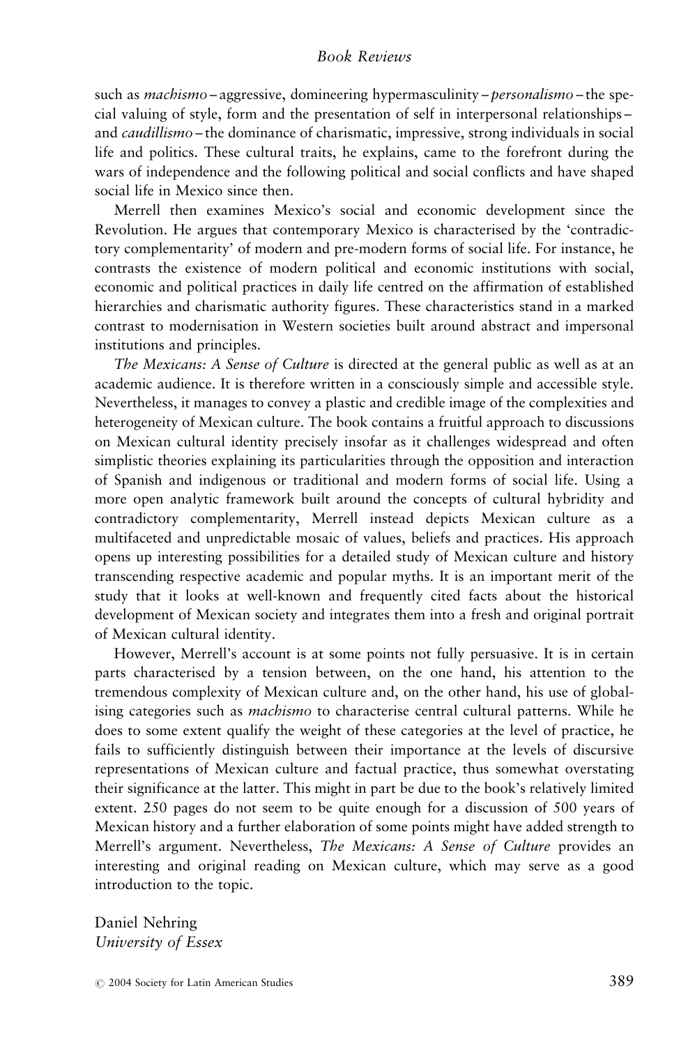such as *machismo* – aggressive, domineering hypermasculinity – *personalismo* – the special valuing of style, form and the presentation of self in interpersonal relationships – and *caudillismo* – the dominance of charismatic, impressive, strong individuals in social life and politics. These cultural traits, he explains, came to the forefront during the wars of independence and the following political and social conflicts and have shaped social life in Mexico since then.

Merrell then examines Mexico's social and economic development since the Revolution. He argues that contemporary Mexico is characterised by the 'contradictory complementarity' of modern and pre-modern forms of social life. For instance, he contrasts the existence of modern political and economic institutions with social, economic and political practices in daily life centred on the affirmation of established hierarchies and charismatic authority figures. These characteristics stand in a marked contrast to modernisation in Western societies built around abstract and impersonal institutions and principles.

*The Mexicans: A Sense of Culture* is directed at the general public as well as at an academic audience. It is therefore written in a consciously simple and accessible style. Nevertheless, it manages to convey a plastic and credible image of the complexities and heterogeneity of Mexican culture. The book contains a fruitful approach to discussions on Mexican cultural identity precisely insofar as it challenges widespread and often simplistic theories explaining its particularities through the opposition and interaction of Spanish and indigenous or traditional and modern forms of social life. Using a more open analytic framework built around the concepts of cultural hybridity and contradictory complementarity, Merrell instead depicts Mexican culture as a multifaceted and unpredictable mosaic of values, beliefs and practices. His approach opens up interesting possibilities for a detailed study of Mexican culture and history transcending respective academic and popular myths. It is an important merit of the study that it looks at well-known and frequently cited facts about the historical development of Mexican society and integrates them into a fresh and original portrait of Mexican cultural identity.

However, Merrell's account is at some points not fully persuasive. It is in certain parts characterised by a tension between, on the one hand, his attention to the tremendous complexity of Mexican culture and, on the other hand, his use of globalising categories such as *machismo* to characterise central cultural patterns. While he does to some extent qualify the weight of these categories at the level of practice, he fails to sufficiently distinguish between their importance at the levels of discursive representations of Mexican culture and factual practice, thus somewhat overstating their significance at the latter. This might in part be due to the book's relatively limited extent. 250 pages do not seem to be quite enough for a discussion of 500 years of Mexican history and a further elaboration of some points might have added strength to Merrell's argument. Nevertheless, *The Mexicans: A Sense of Culture* provides an interesting and original reading on Mexican culture, which may serve as a good introduction to the topic.

Daniel Nehring
*University of Essex*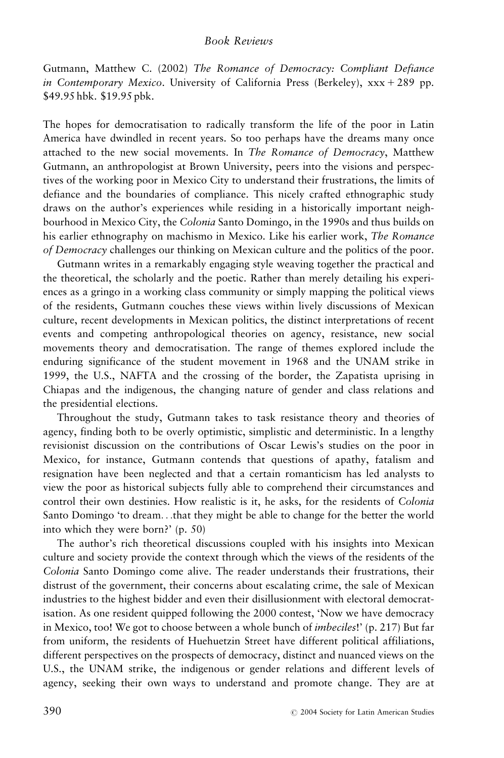Gutmann, Matthew C. (2002) *The Romance of Democracy: Compliant Defiance in Contemporary Mexico*. University of California Press (Berkeley), xxx + 289 pp. $49.95 hbk. $19.95 pbk.

The hopes for democratisation to radically transform the life of the poor in Latin America have dwindled in recent years. So too perhaps have the dreams many once attached to the new social movements. In *The Romance of Democracy*, Matthew Gutmann, an anthropologist at Brown University, peers into the visions and perspectives of the working poor in Mexico City to understand their frustrations, the limits of defiance and the boundaries of compliance. This nicely crafted ethnographic study draws on the author's experiences while residing in a historically important neighbourhood in Mexico City, the *Colonia* Santo Domingo, in the 1990s and thus builds on his earlier ethnography on machismo in Mexico. Like his earlier work, *The Romance of Democracy* challenges our thinking on Mexican culture and the politics of the poor.

Gutmann writes in a remarkably engaging style weaving together the practical and the theoretical, the scholarly and the poetic. Rather than merely detailing his experiences as a gringo in a working class community or simply mapping the political views of the residents, Gutmann couches these views within lively discussions of Mexican culture, recent developments in Mexican politics, the distinct interpretations of recent events and competing anthropological theories on agency, resistance, new social movements theory and democratisation. The range of themes explored include the enduring significance of the student movement in 1968 and the UNAM strike in 1999, the U.S., NAFTA and the crossing of the border, the Zapatista uprising in Chiapas and the indigenous, the changing nature of gender and class relations and the presidential elections.

Throughout the study, Gutmann takes to task resistance theory and theories of agency, finding both to be overly optimistic, simplistic and deterministic. In a lengthy revisionist discussion on the contributions of Oscar Lewis's studies on the poor in Mexico, for instance, Gutmann contends that questions of apathy, fatalism and resignation have been neglected and that a certain romanticism has led analysts to view the poor as historical subjects fully able to comprehend their circumstances and control their own destinies. How realistic is it, he asks, for the residents of *Colonia* Santo Domingo 'to dream...that they might be able to change for the better the world into which they were born?' (p. 50)

The author's rich theoretical discussions coupled with his insights into Mexican culture and society provide the context through which the views of the residents of the *Colonia* Santo Domingo come alive. The reader understands their frustrations, their distrust of the government, their concerns about escalating crime, the sale of Mexican industries to the highest bidder and even their disillusionment with electoral democratisation. As one resident quipped following the 2000 contest, 'Now we have democracy in Mexico, too! We got to choose between a whole bunch of *imbeciles*!' (p. 217) But far from uniform, the residents of Huehuetzin Street have different political affiliations, different perspectives on the prospects of democracy, distinct and nuanced views on the U.S., the UNAM strike, the indigenous or gender relations and different levels of agency, seeking their own ways to understand and promote change. They are at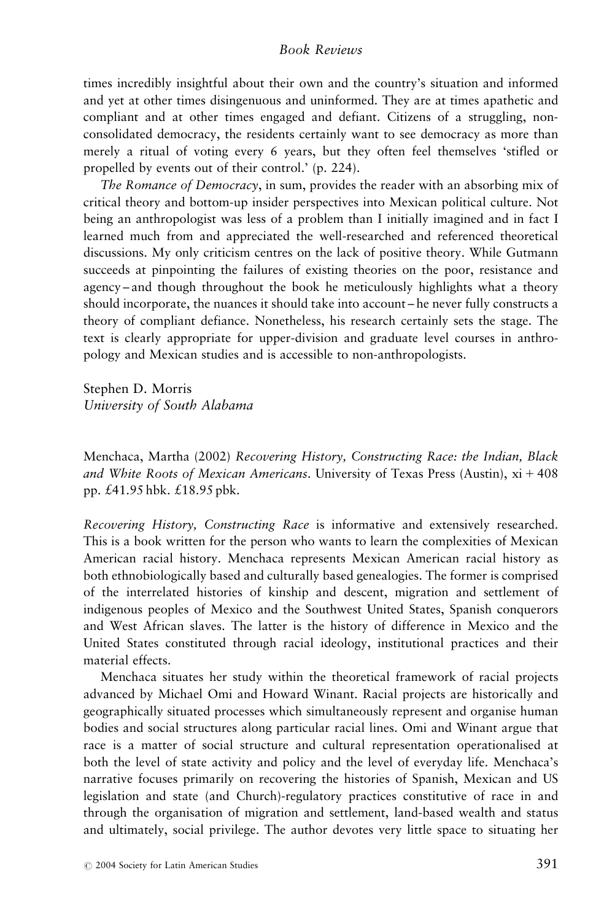times incredibly insightful about their own and the country's situation and informed and yet at other times disingenuous and uninformed. They are at times apathetic and compliant and at other times engaged and defiant. Citizens of a struggling, non-consolidated democracy, the residents certainly want to see democracy as more than merely a ritual of voting every 6 years, but they often feel themselves 'stifled or propelled by events out of their control.' (p. 224).

*The Romance of Democracy*, in sum, provides the reader with an absorbing mix of critical theory and bottom-up insider perspectives into Mexican political culture. Not being an anthropologist was less of a problem than I initially imagined and in fact I learned much from and appreciated the well-researched and referenced theoretical discussions. My only criticism centres on the lack of positive theory. While Gutmann succeeds at pinpointing the failures of existing theories on the poor, resistance and agency – and though throughout the book he meticulously highlights what a theory should incorporate, the nuances it should take into account – he never fully constructs a theory of compliant defiance. Nonetheless, his research certainly sets the stage. The text is clearly appropriate for upper-division and graduate level courses in anthropology and Mexican studies and is accessible to non-anthropologists.

Stephen D. Morris
*University of South Alabama*

Menchaca, Martha (2002) *Recovering History, Constructing Race: the Indian, Black and White Roots of Mexican Americans*. University of Texas Press (Austin), xi + 408 pp. £41.95 hbk. £18.95 pbk.

*Recovering History, Constructing Race* is informative and extensively researched. This is a book written for the person who wants to learn the complexities of Mexican American racial history. Menchaca represents Mexican American racial history as both ethnobiologically based and culturally based genealogies. The former is comprised of the interrelated histories of kinship and descent, migration and settlement of indigenous peoples of Mexico and the Southwest United States, Spanish conquerors and West African slaves. The latter is the history of difference in Mexico and the United States constituted through racial ideology, institutional practices and their material effects.

Menchaca situates her study within the theoretical framework of racial projects advanced by Michael Omi and Howard Winant. Racial projects are historically and geographically situated processes which simultaneously represent and organise human bodies and social structures along particular racial lines. Omi and Winant argue that race is a matter of social structure and cultural representation operationalised at both the level of state activity and policy and the level of everyday life. Menchaca's narrative focuses primarily on recovering the histories of Spanish, Mexican and US legislation and state (and Church)-regulatory practices constitutive of race in and through the organisation of migration and settlement, land-based wealth and status and ultimately, social privilege. The author devotes very little space to situating her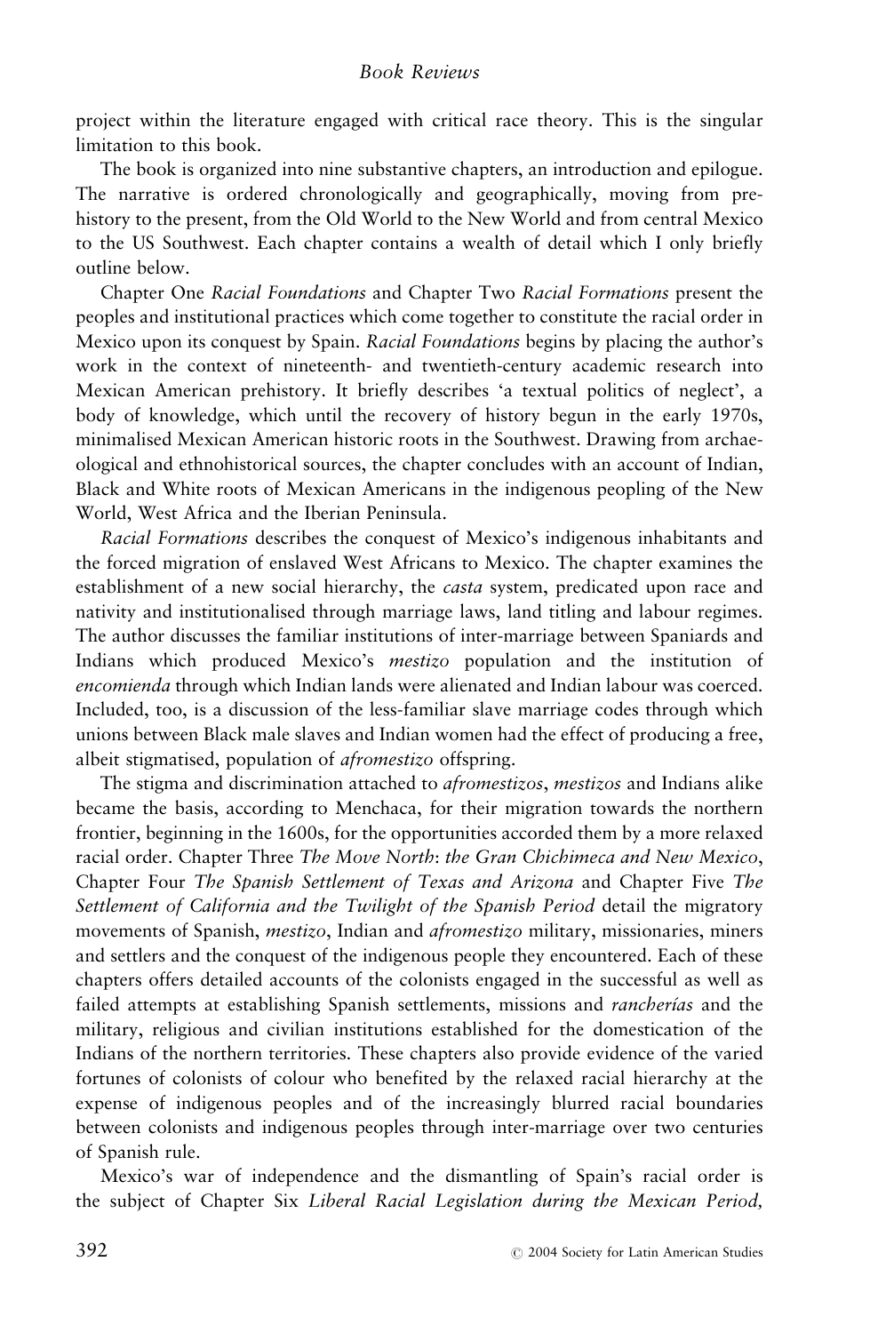project within the literature engaged with critical race theory. This is the singular limitation to this book.

The book is organized into nine substantive chapters, an introduction and epilogue. The narrative is ordered chronologically and geographically, moving from prehistory to the present, from the Old World to the New World and from central Mexico to the US Southwest. Each chapter contains a wealth of detail which I only briefly outline below.

Chapter One *Racial Foundations* and Chapter Two *Racial Formations* present the peoples and institutional practices which come together to constitute the racial order in Mexico upon its conquest by Spain. *Racial Foundations* begins by placing the author's work in the context of nineteenth- and twentieth-century academic research into Mexican American prehistory. It briefly describes 'a textual politics of neglect', a body of knowledge, which until the recovery of history begun in the early 1970s, minimalised Mexican American historic roots in the Southwest. Drawing from archaeological and ethnohistorical sources, the chapter concludes with an account of Indian, Black and White roots of Mexican Americans in the indigenous peopling of the New World, West Africa and the Iberian Peninsula.

*Racial Formations* describes the conquest of Mexico's indigenous inhabitants and the forced migration of enslaved West Africans to Mexico. The chapter examines the establishment of a new social hierarchy, the *casta* system, predicated upon race and nativity and institutionalised through marriage laws, land titling and labour regimes. The author discusses the familiar institutions of inter-marriage between Spaniards and Indians which produced Mexico's *mestizo* population and the institution of *encomienda* through which Indian lands were alienated and Indian labour was coerced. Included, too, is a discussion of the less-familiar slave marriage codes through which unions between Black male slaves and Indian women had the effect of producing a free, albeit stigmatised, population of *afromestizo* offspring.

The stigma and discrimination attached to *afromestizos*, *mestizos* and Indians alike became the basis, according to Menchaca, for their migration towards the northern frontier, beginning in the 1600s, for the opportunities accorded them by a more relaxed racial order. Chapter Three *The Move North*: *the Gran Chichimeca and New Mexico*, Chapter Four *The Spanish Settlement of Texas and Arizona* and Chapter Five *The Settlement of California and the Twilight of the Spanish Period* detail the migratory movements of Spanish, *mestizo*, Indian and *afromestizo* military, missionaries, miners and settlers and the conquest of the indigenous people they encountered. Each of these chapters offers detailed accounts of the colonists engaged in the successful as well as failed attempts at establishing Spanish settlements, missions and *rancherías* and the military, religious and civilian institutions established for the domestication of the Indians of the northern territories. These chapters also provide evidence of the varied fortunes of colonists of colour who benefited by the relaxed racial hierarchy at the expense of indigenous peoples and of the increasingly blurred racial boundaries between colonists and indigenous peoples through inter-marriage over two centuries of Spanish rule.

Mexico's war of independence and the dismantling of Spain's racial order is the subject of Chapter Six *Liberal Racial Legislation during the Mexican Period,*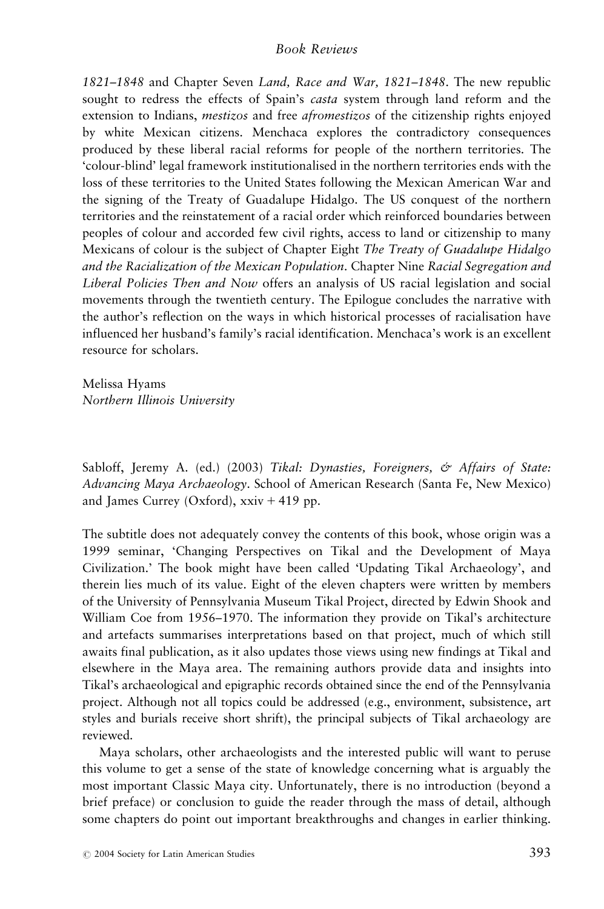*1821–1848* and Chapter Seven *Land, Race and War, 1821–1848*. The new republic sought to redress the effects of Spain's *casta* system through land reform and the extension to Indians, *mestizos* and free *afromestizos* of the citizenship rights enjoyed by white Mexican citizens. Menchaca explores the contradictory consequences produced by these liberal racial reforms for people of the northern territories. The 'colour-blind' legal framework institutionalised in the northern territories ends with the loss of these territories to the United States following the Mexican American War and the signing of the Treaty of Guadalupe Hidalgo. The US conquest of the northern territories and the reinstatement of a racial order which reinforced boundaries between peoples of colour and accorded few civil rights, access to land or citizenship to many Mexicans of colour is the subject of Chapter Eight *The Treaty of Guadalupe Hidalgo and the Racialization of the Mexican Population*. Chapter Nine *Racial Segregation and Liberal Policies Then and Now* offers an analysis of US racial legislation and social movements through the twentieth century. The Epilogue concludes the narrative with the author's reflection on the ways in which historical processes of racialisation have influenced her husband's family's racial identification. Menchaca's work is an excellent resource for scholars.

Melissa Hyams
*Northern Illinois University*

Sabloff, Jeremy A. (ed.) (2003) *Tikal: Dynasties, Foreigners, & Affairs of State: Advancing Maya Archaeology*. School of American Research (Santa Fe, New Mexico) and James Currey (Oxford), xxiv + 419 pp.

The subtitle does not adequately convey the contents of this book, whose origin was a 1999 seminar, 'Changing Perspectives on Tikal and the Development of Maya Civilization.' The book might have been called 'Updating Tikal Archaeology', and therein lies much of its value. Eight of the eleven chapters were written by members of the University of Pennsylvania Museum Tikal Project, directed by Edwin Shook and William Coe from 1956–1970. The information they provide on Tikal's architecture and artefacts summarises interpretations based on that project, much of which still awaits final publication, as it also updates those views using new findings at Tikal and elsewhere in the Maya area. The remaining authors provide data and insights into Tikal's archaeological and epigraphic records obtained since the end of the Pennsylvania project. Although not all topics could be addressed (e.g., environment, subsistence, art styles and burials receive short shrift), the principal subjects of Tikal archaeology are reviewed.

Maya scholars, other archaeologists and the interested public will want to peruse this volume to get a sense of the state of knowledge concerning what is arguably the most important Classic Maya city. Unfortunately, there is no introduction (beyond a brief preface) or conclusion to guide the reader through the mass of detail, although some chapters do point out important breakthroughs and changes in earlier thinking.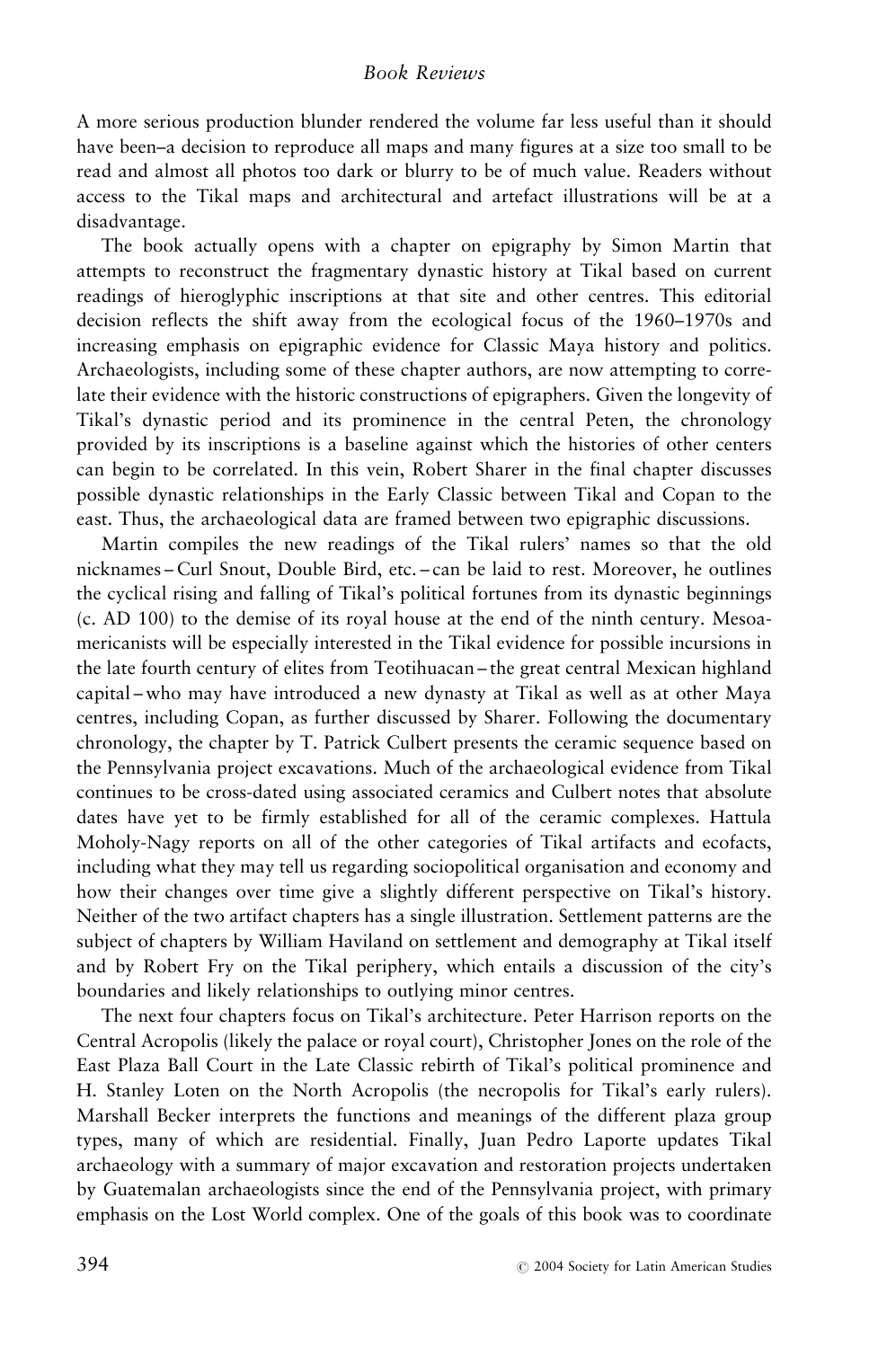A more serious production blunder rendered the volume far less useful than it should have been–a decision to reproduce all maps and many figures at a size too small to be read and almost all photos too dark or blurry to be of much value. Readers without access to the Tikal maps and architectural and artefact illustrations will be at a disadvantage.

The book actually opens with a chapter on epigraphy by Simon Martin that attempts to reconstruct the fragmentary dynastic history at Tikal based on current readings of hieroglyphic inscriptions at that site and other centres. This editorial decision reflects the shift away from the ecological focus of the 1960–1970s and increasing emphasis on epigraphic evidence for Classic Maya history and politics. Archaeologists, including some of these chapter authors, are now attempting to correlate their evidence with the historic constructions of epigraphers. Given the longevity of Tikal's dynastic period and its prominence in the central Peten, the chronology provided by its inscriptions is a baseline against which the histories of other centers can begin to be correlated. In this vein, Robert Sharer in the final chapter discusses possible dynastic relationships in the Early Classic between Tikal and Copan to the east. Thus, the archaeological data are framed between two epigraphic discussions.

Martin compiles the new readings of the Tikal rulers' names so that the old nicknames – Curl Snout, Double Bird, etc. – can be laid to rest. Moreover, he outlines the cyclical rising and falling of Tikal's political fortunes from its dynastic beginnings (c. AD 100) to the demise of its royal house at the end of the ninth century. Mesoamericanists will be especially interested in the Tikal evidence for possible incursions in the late fourth century of elites from Teotihuacan – the great central Mexican highland capital – who may have introduced a new dynasty at Tikal as well as at other Maya centres, including Copan, as further discussed by Sharer. Following the documentary chronology, the chapter by T. Patrick Culbert presents the ceramic sequence based on the Pennsylvania project excavations. Much of the archaeological evidence from Tikal continues to be cross-dated using associated ceramics and Culbert notes that absolute dates have yet to be firmly established for all of the ceramic complexes. Hattula Moholy-Nagy reports on all of the other categories of Tikal artifacts and ecofacts, including what they may tell us regarding sociopolitical organisation and economy and how their changes over time give a slightly different perspective on Tikal's history. Neither of the two artifact chapters has a single illustration. Settlement patterns are the subject of chapters by William Haviland on settlement and demography at Tikal itself and by Robert Fry on the Tikal periphery, which entails a discussion of the city's boundaries and likely relationships to outlying minor centres.

The next four chapters focus on Tikal's architecture. Peter Harrison reports on the Central Acropolis (likely the palace or royal court), Christopher Jones on the role of the East Plaza Ball Court in the Late Classic rebirth of Tikal's political prominence and H. Stanley Loten on the North Acropolis (the necropolis for Tikal's early rulers). Marshall Becker interprets the functions and meanings of the different plaza group types, many of which are residential. Finally, Juan Pedro Laporte updates Tikal archaeology with a summary of major excavation and restoration projects undertaken by Guatemalan archaeologists since the end of the Pennsylvania project, with primary emphasis on the Lost World complex. One of the goals of this book was to coordinate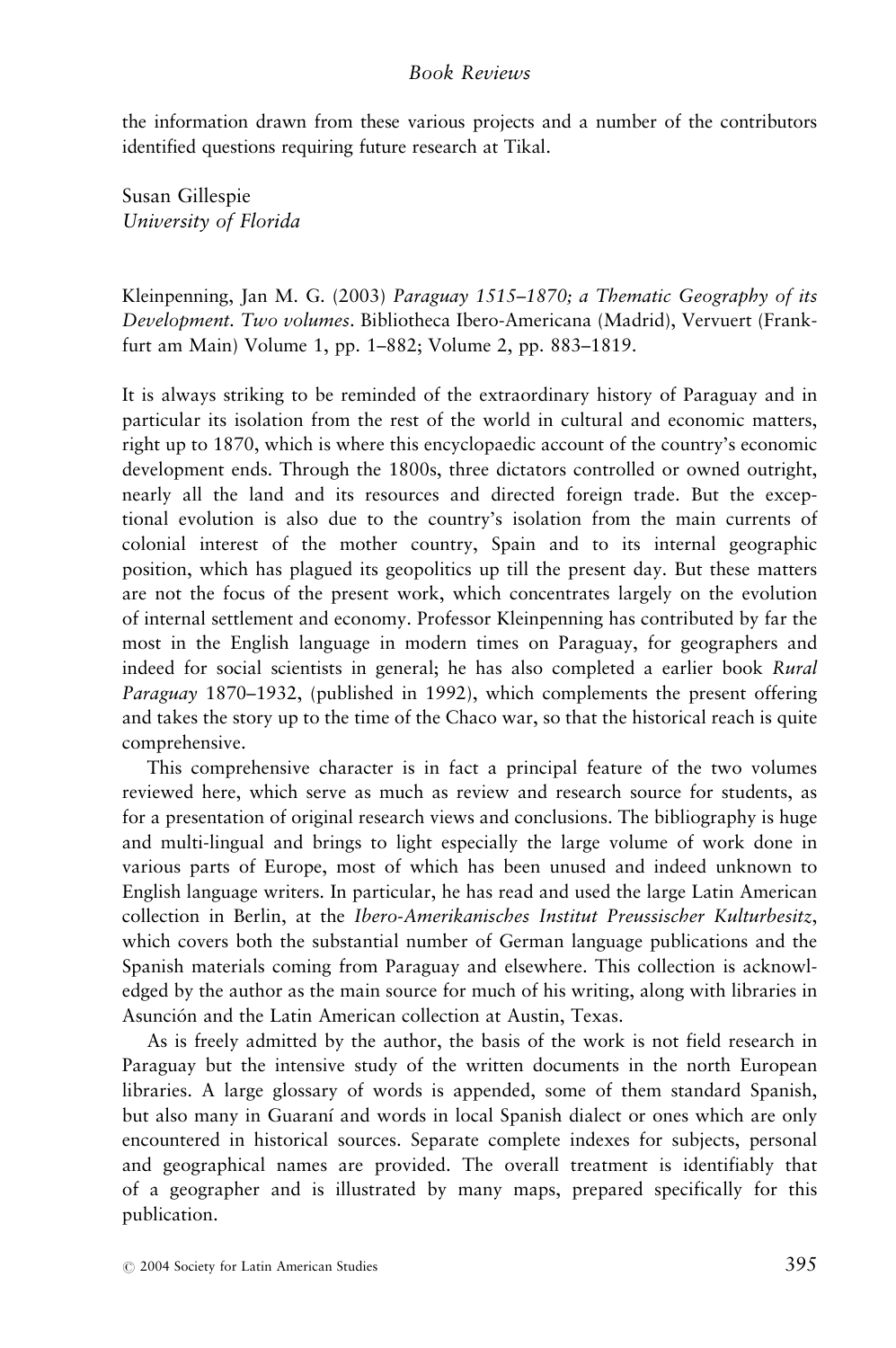the information drawn from these various projects and a number of the contributors identified questions requiring future research at Tikal.

Susan Gillespie
*University of Florida*

Kleinpenning, Jan M. G. (2003) *Paraguay 1515–1870; a Thematic Geography of its Development. Two volumes*. Bibliotheca Ibero-Americana (Madrid), Vervuert (Frankfurt am Main) Volume 1, pp. 1–882; Volume 2, pp. 883–1819.

It is always striking to be reminded of the extraordinary history of Paraguay and in particular its isolation from the rest of the world in cultural and economic matters, right up to 1870, which is where this encyclopaedic account of the country's economic development ends. Through the 1800s, three dictators controlled or owned outright, nearly all the land and its resources and directed foreign trade. But the exceptional evolution is also due to the country's isolation from the main currents of colonial interest of the mother country, Spain and to its internal geographic position, which has plagued its geopolitics up till the present day. But these matters are not the focus of the present work, which concentrates largely on the evolution of internal settlement and economy. Professor Kleinpenning has contributed by far the most in the English language in modern times on Paraguay, for geographers and indeed for social scientists in general; he has also completed a earlier book *Rural Paraguay* 1870–1932, (published in 1992), which complements the present offering and takes the story up to the time of the Chaco war, so that the historical reach is quite comprehensive.

This comprehensive character is in fact a principal feature of the two volumes reviewed here, which serve as much as review and research source for students, as for a presentation of original research views and conclusions. The bibliography is huge and multi-lingual and brings to light especially the large volume of work done in various parts of Europe, most of which has been unused and indeed unknown to English language writers. In particular, he has read and used the large Latin American collection in Berlin, at the *Ibero-Amerikanisches Institut Preussischer Kulturbesitz*, which covers both the substantial number of German language publications and the Spanish materials coming from Paraguay and elsewhere. This collection is acknowledged by the author as the main source for much of his writing, along with libraries in Asunción and the Latin American collection at Austin, Texas.

As is freely admitted by the author, the basis of the work is not field research in Paraguay but the intensive study of the written documents in the north European libraries. A large glossary of words is appended, some of them standard Spanish, but also many in Guaraní and words in local Spanish dialect or ones which are only encountered in historical sources. Separate complete indexes for subjects, personal and geographical names are provided. The overall treatment is identifiably that of a geographer and is illustrated by many maps, prepared specifically for this publication.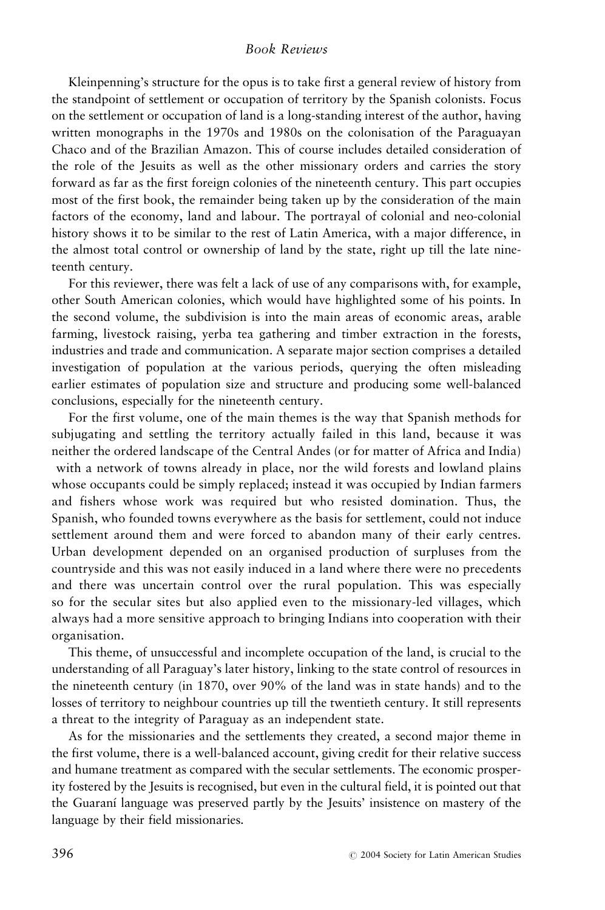Kleinpenning's structure for the opus is to take first a general review of history from the standpoint of settlement or occupation of territory by the Spanish colonists. Focus on the settlement or occupation of land is a long-standing interest of the author, having written monographs in the 1970s and 1980s on the colonisation of the Paraguayan Chaco and of the Brazilian Amazon. This of course includes detailed consideration of the role of the Jesuits as well as the other missionary orders and carries the story forward as far as the first foreign colonies of the nineteenth century. This part occupies most of the first book, the remainder being taken up by the consideration of the main factors of the economy, land and labour. The portrayal of colonial and neo-colonial history shows it to be similar to the rest of Latin America, with a major difference, in the almost total control or ownership of land by the state, right up till the late nineteenth century.

For this reviewer, there was felt a lack of use of any comparisons with, for example, other South American colonies, which would have highlighted some of his points. In the second volume, the subdivision is into the main areas of economic areas, arable farming, livestock raising, yerba tea gathering and timber extraction in the forests, industries and trade and communication. A separate major section comprises a detailed investigation of population at the various periods, querying the often misleading earlier estimates of population size and structure and producing some well-balanced conclusions, especially for the nineteenth century.

For the first volume, one of the main themes is the way that Spanish methods for subjugating and settling the territory actually failed in this land, because it was neither the ordered landscape of the Central Andes (or for matter of Africa and India) with a network of towns already in place, nor the wild forests and lowland plains whose occupants could be simply replaced; instead it was occupied by Indian farmers and fishers whose work was required but who resisted domination. Thus, the Spanish, who founded towns everywhere as the basis for settlement, could not induce settlement around them and were forced to abandon many of their early centres. Urban development depended on an organised production of surpluses from the countryside and this was not easily induced in a land where there were no precedents and there was uncertain control over the rural population. This was especially so for the secular sites but also applied even to the missionary-led villages, which always had a more sensitive approach to bringing Indians into cooperation with their organisation.

This theme, of unsuccessful and incomplete occupation of the land, is crucial to the understanding of all Paraguay's later history, linking to the state control of resources in the nineteenth century (in 1870, over 90% of the land was in state hands) and to the losses of territory to neighbour countries up till the twentieth century. It still represents a threat to the integrity of Paraguay as an independent state.

As for the missionaries and the settlements they created, a second major theme in the first volume, there is a well-balanced account, giving credit for their relative success and humane treatment as compared with the secular settlements. The economic prosperity fostered by the Jesuits is recognised, but even in the cultural field, it is pointed out that the Guaraní language was preserved partly by the Jesuits' insistence on mastery of the language by their field missionaries.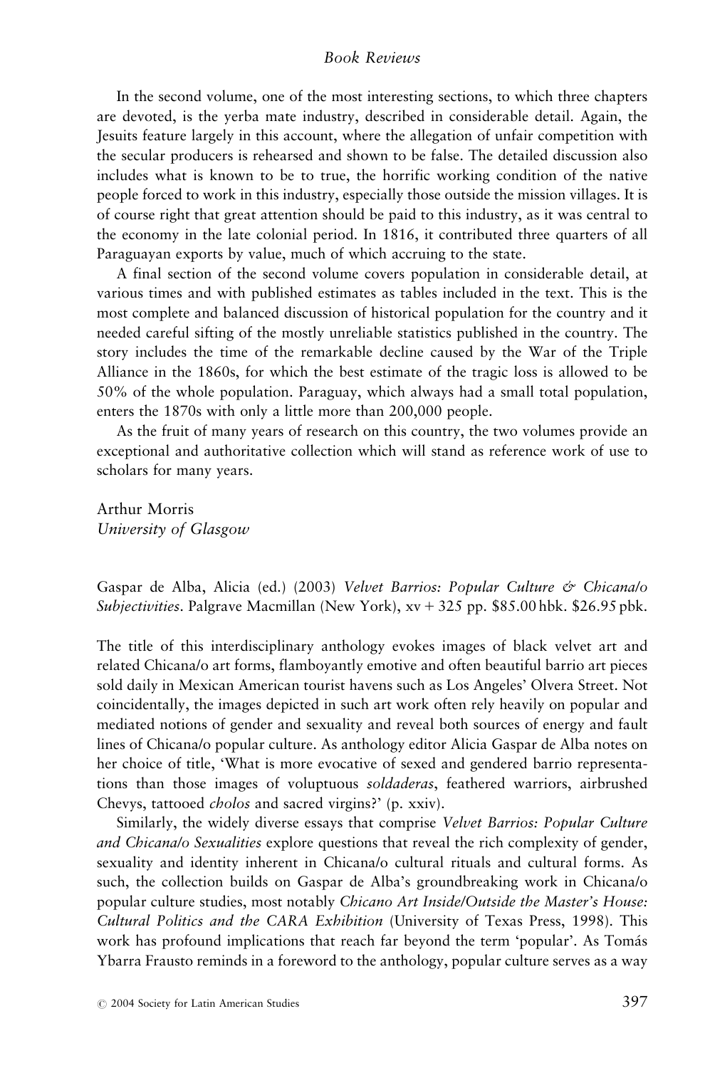In the second volume, one of the most interesting sections, to which three chapters are devoted, is the yerba mate industry, described in considerable detail. Again, the Jesuits feature largely in this account, where the allegation of unfair competition with the secular producers is rehearsed and shown to be false. The detailed discussion also includes what is known to be to true, the horrific working condition of the native people forced to work in this industry, especially those outside the mission villages. It is of course right that great attention should be paid to this industry, as it was central to the economy in the late colonial period. In 1816, it contributed three quarters of all Paraguayan exports by value, much of which accruing to the state.

A final section of the second volume covers population in considerable detail, at various times and with published estimates as tables included in the text. This is the most complete and balanced discussion of historical population for the country and it needed careful sifting of the mostly unreliable statistics published in the country. The story includes the time of the remarkable decline caused by the War of the Triple Alliance in the 1860s, for which the best estimate of the tragic loss is allowed to be 50% of the whole population. Paraguay, which always had a small total population, enters the 1870s with only a little more than 200,000 people.

As the fruit of many years of research on this country, the two volumes provide an exceptional and authoritative collection which will stand as reference work of use to scholars for many years.

Arthur Morris
*University of Glasgow*

Gaspar de Alba, Alicia (ed.) (2003) *Velvet Barrios: Popular Culture & Chicana/o Subjectivities*. Palgrave Macmillan (New York), xv + 325 pp. $85.00 hbk. $26.95 pbk.

The title of this interdisciplinary anthology evokes images of black velvet art and related Chicana/o art forms, flamboyantly emotive and often beautiful barrio art pieces sold daily in Mexican American tourist havens such as Los Angeles' Olvera Street. Not coincidentally, the images depicted in such art work often rely heavily on popular and mediated notions of gender and sexuality and reveal both sources of energy and fault lines of Chicana/o popular culture. As anthology editor Alicia Gaspar de Alba notes on her choice of title, 'What is more evocative of sexed and gendered barrio representations than those images of voluptuous *soldaderas*, feathered warriors, airbrushed Chevys, tattooed *cholos* and sacred virgins?' (p. xxiv).

Similarly, the widely diverse essays that comprise *Velvet Barrios: Popular Culture and Chicana/o Sexualities* explore questions that reveal the rich complexity of gender, sexuality and identity inherent in Chicana/o cultural rituals and cultural forms. As such, the collection builds on Gaspar de Alba's groundbreaking work in Chicana/o popular culture studies, most notably *Chicano Art Inside/Outside the Master's House: Cultural Politics and the CARA Exhibition* (University of Texas Press, 1998). This work has profound implications that reach far beyond the term 'popular'. As Tomás Ybarra Frausto reminds in a foreword to the anthology, popular culture serves as a way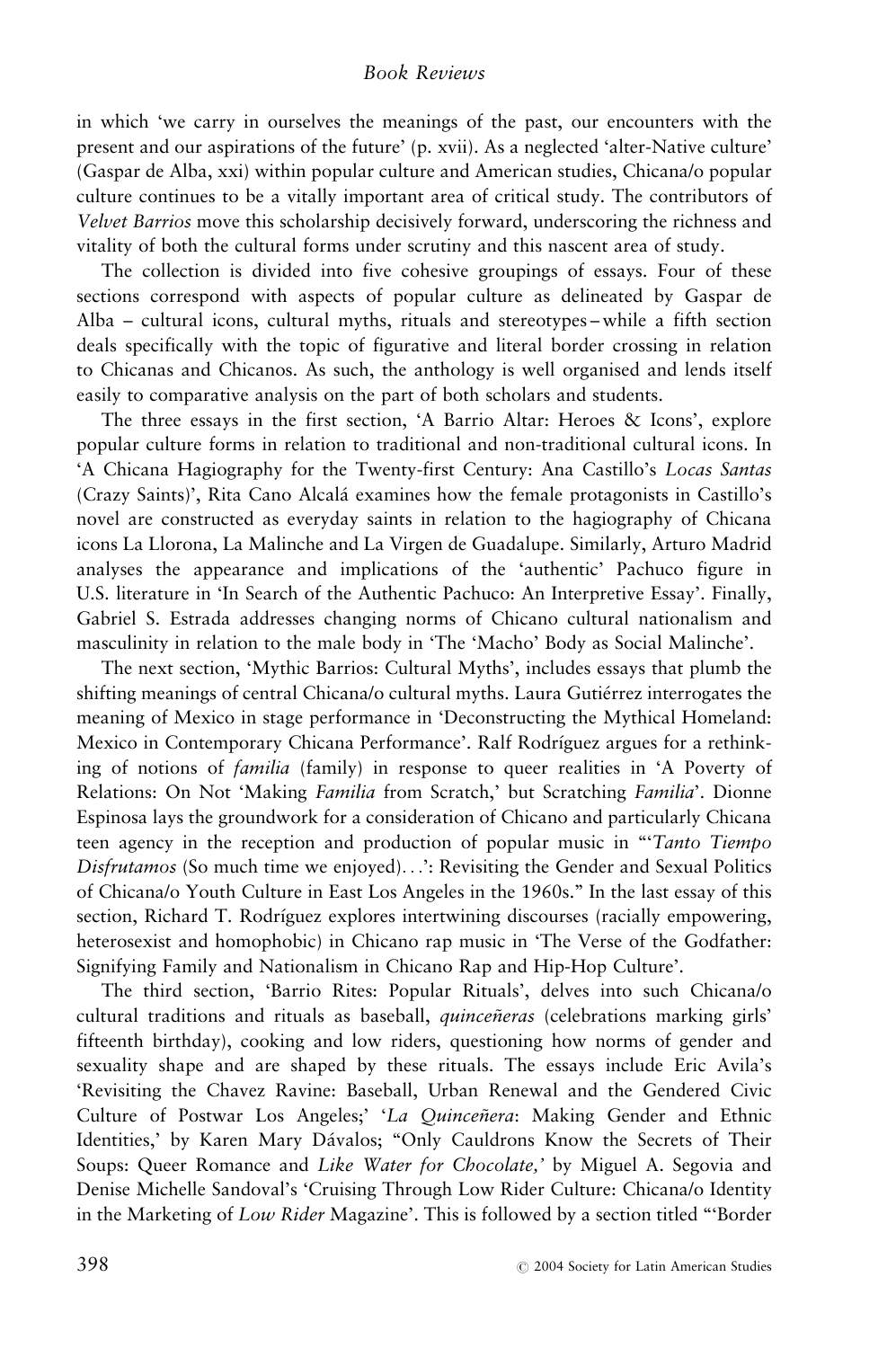in which 'we carry in ourselves the meanings of the past, our encounters with the present and our aspirations of the future' (p. xvii). As a neglected 'alter-Native culture' (Gaspar de Alba, xxi) within popular culture and American studies, Chicana/o popular culture continues to be a vitally important area of critical study. The contributors of *Velvet Barrios* move this scholarship decisively forward, underscoring the richness and vitality of both the cultural forms under scrutiny and this nascent area of study.

The collection is divided into five cohesive groupings of essays. Four of these sections correspond with aspects of popular culture as delineated by Gaspar de Alba – cultural icons, cultural myths, rituals and stereotypes – while a fifth section deals specifically with the topic of figurative and literal border crossing in relation to Chicanas and Chicanos. As such, the anthology is well organised and lends itself easily to comparative analysis on the part of both scholars and students.

The three essays in the first section, 'A Barrio Altar: Heroes & Icons', explore popular culture forms in relation to traditional and non-traditional cultural icons. In 'A Chicana Hagiography for the Twenty-first Century: Ana Castillo's *Locas Santas* (Crazy Saints)', Rita Cano Alcalá examines how the female protagonists in Castillo's novel are constructed as everyday saints in relation to the hagiography of Chicana icons La Llorona, La Malinche and La Virgen de Guadalupe. Similarly, Arturo Madrid analyses the appearance and implications of the 'authentic' Pachuco figure in U.S. literature in 'In Search of the Authentic Pachuco: An Interpretive Essay'. Finally, Gabriel S. Estrada addresses changing norms of Chicano cultural nationalism and masculinity in relation to the male body in 'The 'Macho' Body as Social Malinche'.

The next section, 'Mythic Barrios: Cultural Myths', includes essays that plumb the shifting meanings of central Chicana/o cultural myths. Laura Gutiérrez interrogates the meaning of Mexico in stage performance in 'Deconstructing the Mythical Homeland: Mexico in Contemporary Chicana Performance'. Ralf Rodríguez argues for a rethinking of notions of *familia* (family) in response to queer realities in 'A Poverty of Relations: On Not 'Making *Familia* from Scratch,' but Scratching *Familia*'. Dionne Espinosa lays the groundwork for a consideration of Chicano and particularly Chicana teen agency in the reception and production of popular music in "'*Tanto Tiempo Disfrutamos* (So much time we enjoyed)...': Revisiting the Gender and Sexual Politics of Chicana/o Youth Culture in East Los Angeles in the 1960s." In the last essay of this section, Richard T. Rodríguez explores intertwining discourses (racially empowering, heterosexist and homophobic) in Chicano rap music in 'The Verse of the Godfather: Signifying Family and Nationalism in Chicano Rap and Hip-Hop Culture'.

The third section, 'Barrio Rites: Popular Rituals', delves into such Chicana/o cultural traditions and rituals as baseball, *quinceñeras* (celebrations marking girls' fifteenth birthday), cooking and low riders, questioning how norms of gender and sexuality shape and are shaped by these rituals. The essays include Eric Avila's 'Revisiting the Chavez Ravine: Baseball, Urban Renewal and the Gendered Civic Culture of Postwar Los Angeles;' '*La Quinceñera*: Making Gender and Ethnic Identities,' by Karen Mary Dávalos; "Only Cauldrons Know the Secrets of Their Soups: Queer Romance and *Like Water for Chocolate,'* by Miguel A. Segovia and Denise Michelle Sandoval's 'Cruising Through Low Rider Culture: Chicana/o Identity in the Marketing of *Low Rider* Magazine'. This is followed by a section titled "'Border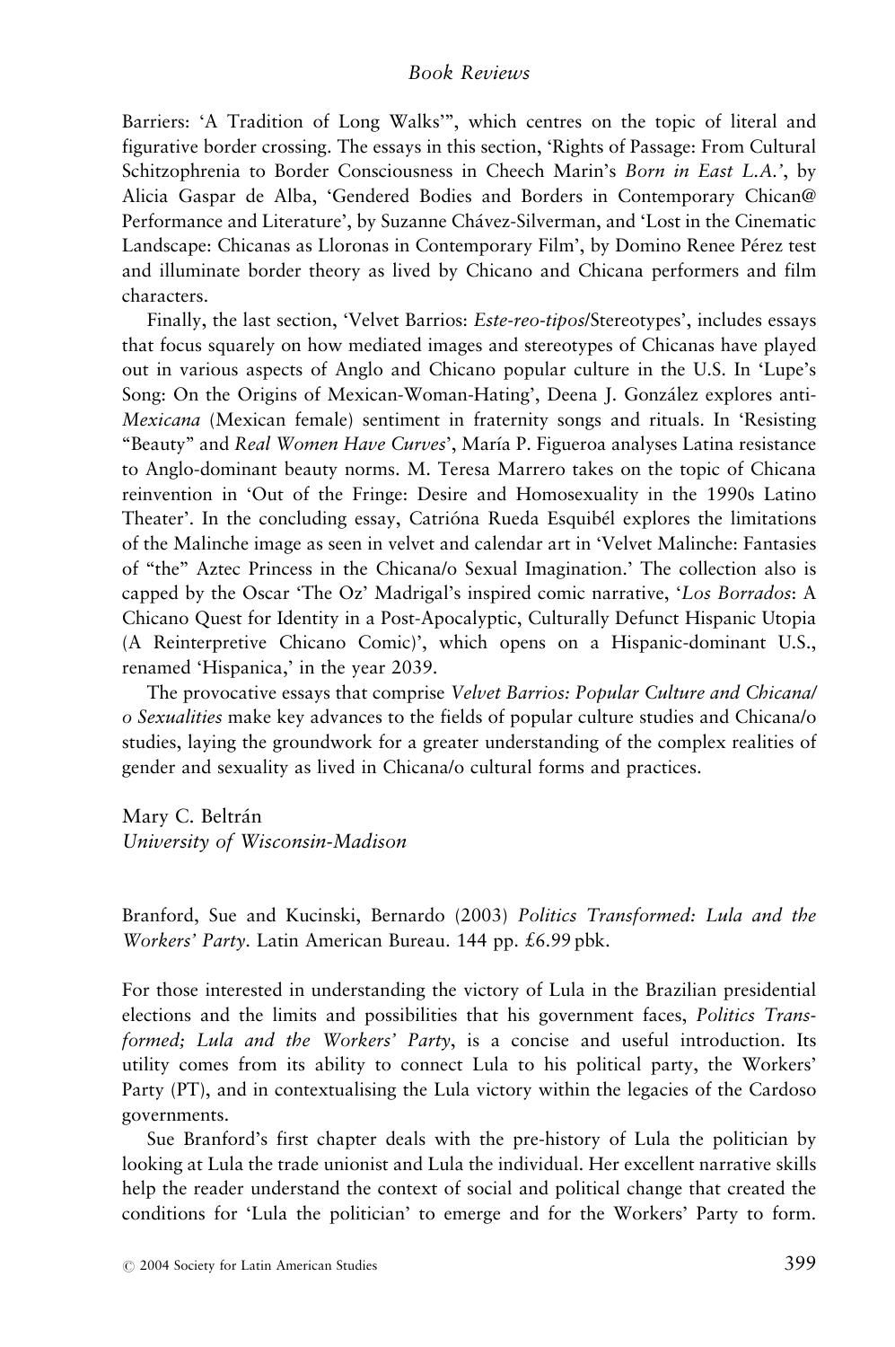Barriers: 'A Tradition of Long Walks'", which centres on the topic of literal and figurative border crossing. The essays in this section, 'Rights of Passage: From Cultural Schitzophrenia to Border Consciousness in Cheech Marin's *Born in East L.A.*', by Alicia Gaspar de Alba, 'Gendered Bodies and Borders in Contemporary Chican@ Performance and Literature', by Suzanne Chávez-Silverman, and 'Lost in the Cinematic Landscape: Chicanas as Lloronas in Contemporary Film', by Domino Renee Pérez test and illuminate border theory as lived by Chicano and Chicana performers and film characters.

Finally, the last section, 'Velvet Barrios: *Este-reo-tipos*/Stereotypes', includes essays that focus squarely on how mediated images and stereotypes of Chicanas have played out in various aspects of Anglo and Chicano popular culture in the U.S. In 'Lupe's Song: On the Origins of Mexican-Woman-Hating', Deena J. González explores anti-*Mexicana* (Mexican female) sentiment in fraternity songs and rituals. In 'Resisting "Beauty" and *Real Women Have Curves*', María P. Figueroa analyses Latina resistance to Anglo-dominant beauty norms. M. Teresa Marrero takes on the topic of Chicana reinvention in 'Out of the Fringe: Desire and Homosexuality in the 1990s Latino Theater'. In the concluding essay, Catrióna Rueda Esquibél explores the limitations of the Malinche image as seen in velvet and calendar art in 'Velvet Malinche: Fantasies of "the" Aztec Princess in the Chicana/o Sexual Imagination.' The collection also is capped by the Oscar 'The Oz' Madrigal's inspired comic narrative, '*Los Borrados*: A Chicano Quest for Identity in a Post-Apocalyptic, Culturally Defunct Hispanic Utopia (A Reinterpretive Chicano Comic)', which opens on a Hispanic-dominant U.S., renamed 'Hispanica,' in the year 2039.

The provocative essays that comprise *Velvet Barrios: Popular Culture and Chicana/o Sexualities* make key advances to the fields of popular culture studies and Chicana/o studies, laying the groundwork for a greater understanding of the complex realities of gender and sexuality as lived in Chicana/o cultural forms and practices.

Mary C. Beltrán
*University of Wisconsin-Madison*

Branford, Sue and Kucinski, Bernardo (2003) *Politics Transformed: Lula and the Workers' Party*. Latin American Bureau. 144 pp. £6.99 pbk.

For those interested in understanding the victory of Lula in the Brazilian presidential elections and the limits and possibilities that his government faces, *Politics Transformed; Lula and the Workers' Party*, is a concise and useful introduction. Its utility comes from its ability to connect Lula to his political party, the Workers' Party (PT), and in contextualising the Lula victory within the legacies of the Cardoso governments.

Sue Branford's first chapter deals with the pre-history of Lula the politician by looking at Lula the trade unionist and Lula the individual. Her excellent narrative skills help the reader understand the context of social and political change that created the conditions for 'Lula the politician' to emerge and for the Workers' Party to form.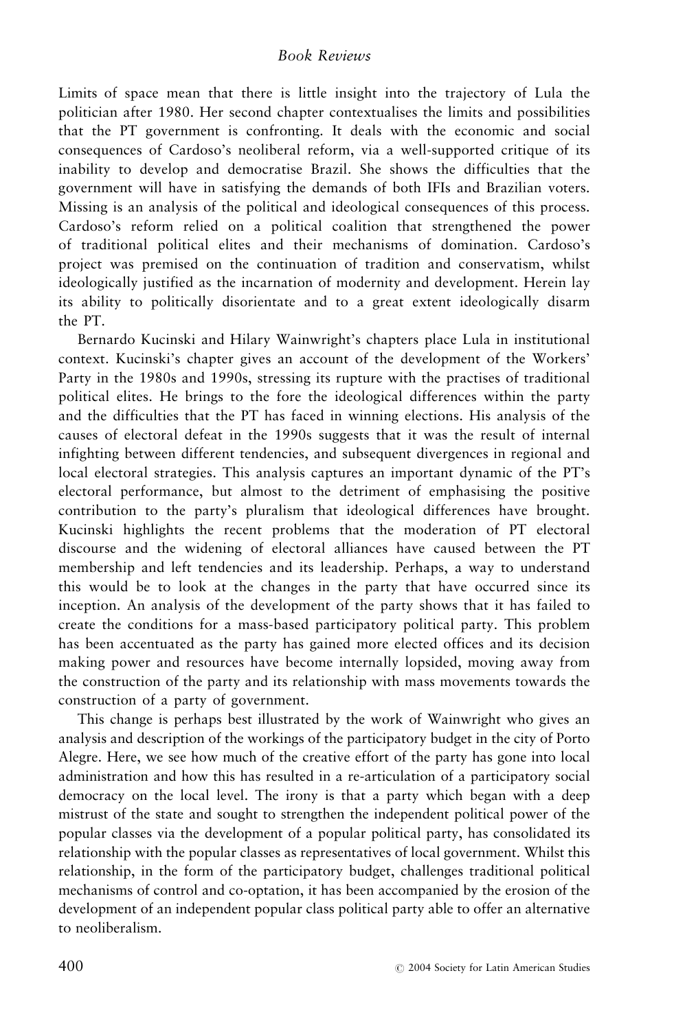Limits of space mean that there is little insight into the trajectory of Lula the politician after 1980. Her second chapter contextualises the limits and possibilities that the PT government is confronting. It deals with the economic and social consequences of Cardoso's neoliberal reform, via a well-supported critique of its inability to develop and democratise Brazil. She shows the difficulties that the government will have in satisfying the demands of both IFIs and Brazilian voters. Missing is an analysis of the political and ideological consequences of this process. Cardoso's reform relied on a political coalition that strengthened the power of traditional political elites and their mechanisms of domination. Cardoso's project was premised on the continuation of tradition and conservatism, whilst ideologically justified as the incarnation of modernity and development. Herein lay its ability to politically disorientate and to a great extent ideologically disarm the PT.

Bernardo Kucinski and Hilary Wainwright's chapters place Lula in institutional context. Kucinski's chapter gives an account of the development of the Workers' Party in the 1980s and 1990s, stressing its rupture with the practises of traditional political elites. He brings to the fore the ideological differences within the party and the difficulties that the PT has faced in winning elections. His analysis of the causes of electoral defeat in the 1990s suggests that it was the result of internal infighting between different tendencies, and subsequent divergences in regional and local electoral strategies. This analysis captures an important dynamic of the PT's electoral performance, but almost to the detriment of emphasising the positive contribution to the party's pluralism that ideological differences have brought. Kucinski highlights the recent problems that the moderation of PT electoral discourse and the widening of electoral alliances have caused between the PT membership and left tendencies and its leadership. Perhaps, a way to understand this would be to look at the changes in the party that have occurred since its inception. An analysis of the development of the party shows that it has failed to create the conditions for a mass-based participatory political party. This problem has been accentuated as the party has gained more elected offices and its decision making power and resources have become internally lopsided, moving away from the construction of the party and its relationship with mass movements towards the construction of a party of government.

This change is perhaps best illustrated by the work of Wainwright who gives an analysis and description of the workings of the participatory budget in the city of Porto Alegre. Here, we see how much of the creative effort of the party has gone into local administration and how this has resulted in a re-articulation of a participatory social democracy on the local level. The irony is that a party which began with a deep mistrust of the state and sought to strengthen the independent political power of the popular classes via the development of a popular political party, has consolidated its relationship with the popular classes as representatives of local government. Whilst this relationship, in the form of the participatory budget, challenges traditional political mechanisms of control and co-optation, it has been accompanied by the erosion of the development of an independent popular class political party able to offer an alternative to neoliberalism.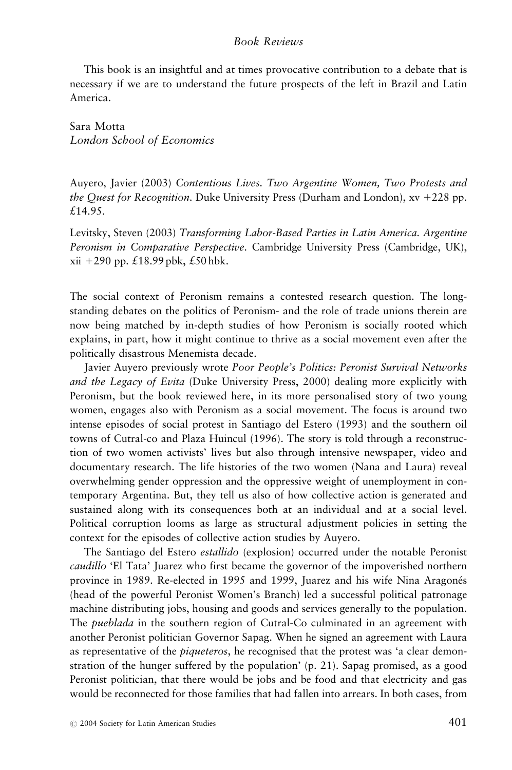This book is an insightful and at times provocative contribution to a debate that is necessary if we are to understand the future prospects of the left in Brazil and Latin America.

Sara Motta
*London School of Economics*

Auyero, Javier (2003) *Contentious Lives. Two Argentine Women, Two Protests and the Quest for Recognition*. Duke University Press (Durham and London), xv +228 pp. £14.95.

Levitsky, Steven (2003) *Transforming Labor-Based Parties in Latin America. Argentine Peronism in Comparative Perspective*. Cambridge University Press (Cambridge, UK), xii +290 pp. £18.99 pbk, £50 hbk.

The social context of Peronism remains a contested research question. The long-standing debates on the politics of Peronism- and the role of trade unions therein are now being matched by in-depth studies of how Peronism is socially rooted which explains, in part, how it might continue to thrive as a social movement even after the politically disastrous Menemista decade.

Javier Auyero previously wrote *Poor People's Politics: Peronist Survival Networks and the Legacy of Evita* (Duke University Press, 2000) dealing more explicitly with Peronism, but the book reviewed here, in its more personalised story of two young women, engages also with Peronism as a social movement. The focus is around two intense episodes of social protest in Santiago del Estero (1993) and the southern oil towns of Cutral-co and Plaza Huincul (1996). The story is told through a reconstruction of two women activists' lives but also through intensive newspaper, video and documentary research. The life histories of the two women (Nana and Laura) reveal overwhelming gender oppression and the oppressive weight of unemployment in contemporary Argentina. But, they tell us also of how collective action is generated and sustained along with its consequences both at an individual and at a social level. Political corruption looms as large as structural adjustment policies in setting the context for the episodes of collective action studies by Auyero.

The Santiago del Estero *estallido* (explosion) occurred under the notable Peronist *caudillo* 'El Tata' Juarez who first became the governor of the impoverished northern province in 1989. Re-elected in 1995 and 1999, Juarez and his wife Nina Aragonés (head of the powerful Peronist Women's Branch) led a successful political patronage machine distributing jobs, housing and goods and services generally to the population. The *pueblada* in the southern region of Cutral-Co culminated in an agreement with another Peronist politician Governor Sapag. When he signed an agreement with Laura as representative of the *piqueteros*, he recognised that the protest was 'a clear demonstration of the hunger suffered by the population' (p. 21). Sapag promised, as a good Peronist politician, that there would be jobs and be food and that electricity and gas would be reconnected for those families that had fallen into arrears. In both cases, from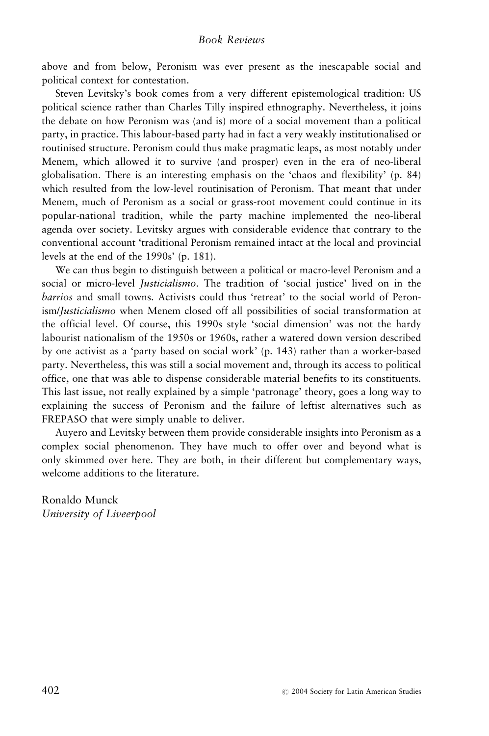above and from below, Peronism was ever present as the inescapable social and political context for contestation.

Steven Levitsky's book comes from a very different epistemological tradition: US political science rather than Charles Tilly inspired ethnography. Nevertheless, it joins the debate on how Peronism was (and is) more of a social movement than a political party, in practice. This labour-based party had in fact a very weakly institutionalised or routinised structure. Peronism could thus make pragmatic leaps, as most notably under Menem, which allowed it to survive (and prosper) even in the era of neo-liberal globalisation. There is an interesting emphasis on the 'chaos and flexibility' (p. 84) which resulted from the low-level routinisation of Peronism. That meant that under Menem, much of Peronism as a social or grass-root movement could continue in its popular-national tradition, while the party machine implemented the neo-liberal agenda over society. Levitsky argues with considerable evidence that contrary to the conventional account 'traditional Peronism remained intact at the local and provincial levels at the end of the 1990s' (p. 181).

We can thus begin to distinguish between a political or macro-level Peronism and a social or micro-level *Justicialismo*. The tradition of 'social justice' lived on in the *barrios* and small towns. Activists could thus 'retreat' to the social world of Peronism/*Justicialismo* when Menem closed off all possibilities of social transformation at the official level. Of course, this 1990s style 'social dimension' was not the hardy labourist nationalism of the 1950s or 1960s, rather a watered down version described by one activist as a 'party based on social work' (p. 143) rather than a worker-based party. Nevertheless, this was still a social movement and, through its access to political office, one that was able to dispense considerable material benefits to its constituents. This last issue, not really explained by a simple 'patronage' theory, goes a long way to explaining the success of Peronism and the failure of leftist alternatives such as FREPASO that were simply unable to deliver.

Auyero and Levitsky between them provide considerable insights into Peronism as a complex social phenomenon. They have much to offer over and beyond what is only skimmed over here. They are both, in their different but complementary ways, welcome additions to the literature.

Ronaldo Munck
*University of Liveerpool*